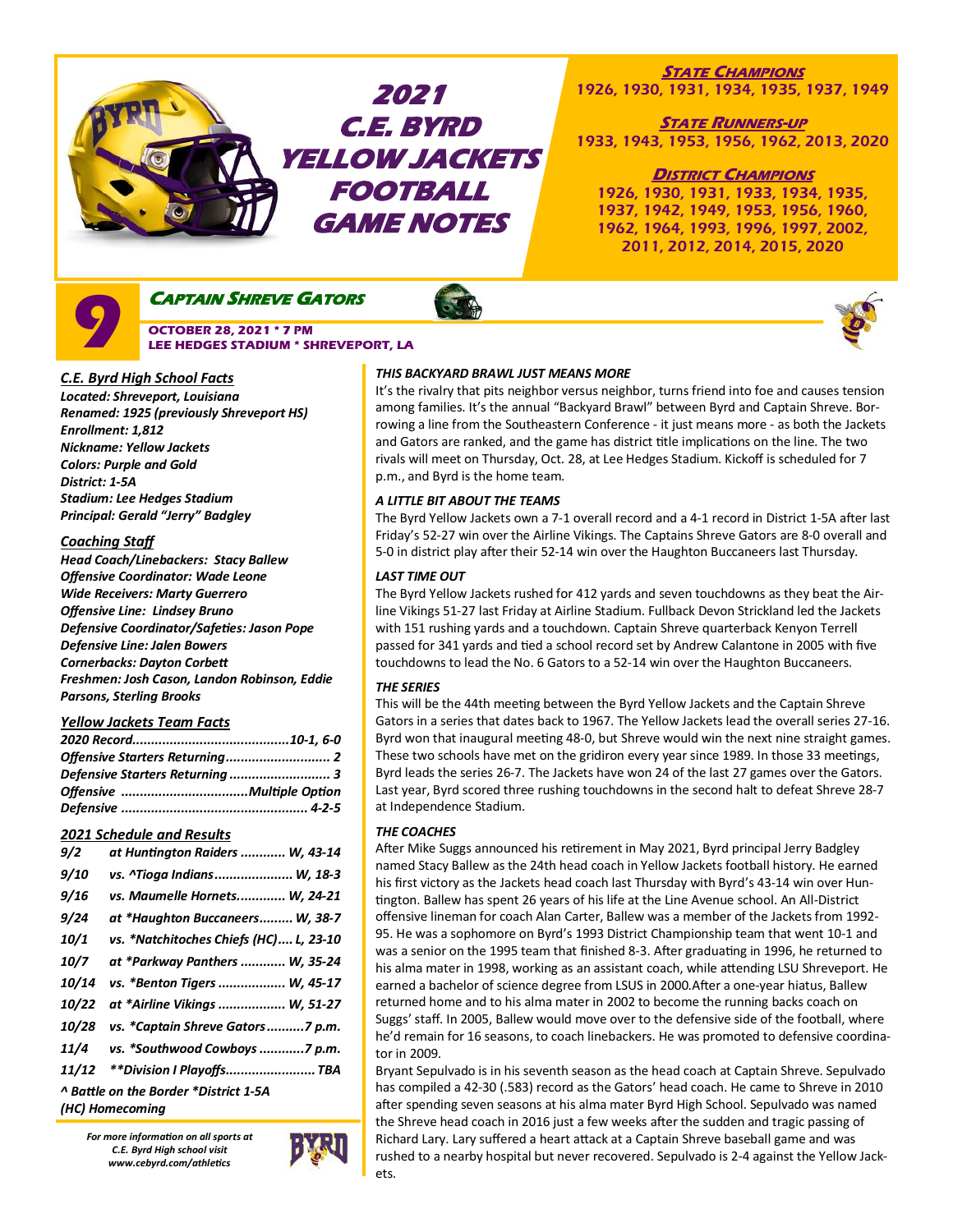# 2021 C.E. BYRD YELLOW JACKETS FOOTBALL GAME NOTES

**STATE CHAMPIONS**
1926, 1930, 1931, 1934, 1935, 1937, 1949

**STATE RUNNERS-UP**
1933, 1943, 1953, 1956, 1962, 2013, 2020

**DISTRICT CHAMPIONS**
1926, 1930, 1931, 1933, 1934, 1935, 1937, 1942, 1949, 1953, 1956, 1960, 1962, 1964, 1993, 1996, 1997, 2002, 2011, 2012, 2014, 2015, 2020

## 9 CAPTAIN SHREVE GATORS

**OCTOBER 28, 2021 * 7 PM**
**LEE HEDGES STADIUM * SHREVEPORT, LA**

### C.E. Byrd High School Facts

*Located: Shreveport, Louisiana*
*Renamed: 1925 (previously Shreveport HS)*
*Enrollment: 1,812*
*Nickname: Yellow Jackets*
*Colors: Purple and Gold*
*District: 1-5A*
*Stadium: Lee Hedges Stadium*
*Principal: Gerald "Jerry" Badgley*

### Coaching Staff

*Head Coach/Linebackers: Stacy Ballew*
*Offensive Coordinator: Wade Leone*
*Wide Receivers: Marty Guerrero*
*Offensive Line: Lindsey Bruno*
*Defensive Coordinator/Safeties: Jason Pope*
*Defensive Line: Jalen Bowers*
*Cornerbacks: Dayton Corbett*
*Freshmen: Josh Cason, Landon Robinson, Eddie Parsons, Sterling Brooks*

### Yellow Jackets Team Facts

| | |
|---|---|
| 2020 Record | 10-1, 6-0 |
| Offensive Starters Returning | 2 |
| Defensive Starters Returning | 3 |
| Offensive | Multiple Option |
| Defensive | 4-2-5 |

### 2021 Schedule and Results

| Date | Opponent | Result |
|---|---|---|
| 9/2 | at Huntington Raiders | W, 43-14 |
| 9/10 | vs. ^Tioga Indians | W, 18-3 |
| 9/16 | vs. Maumelle Hornets | W, 24-21 |
| 9/24 | at *Haughton Buccaneers | W, 38-7 |
| 10/1 | vs. *Natchitoches Chiefs (HC) | L, 23-10 |
| 10/7 | at *Parkway Panthers | W, 35-24 |
| 10/14 | vs. *Benton Tigers | W, 45-17 |
| 10/22 | at *Airline Vikings | W, 51-27 |
| 10/28 | vs. *Captain Shreve Gators | 7 p.m. |
| 11/4 | vs. *Southwood Cowboys | 7 p.m. |
| 11/12 | **Division I Playoffs | TBA |

*^ Battle on the Border *District 1-5A*
*(HC) Homecoming*

*For more information on all sports at C.E. Byrd High school visit www.cebyrd.com/athletics*

### THIS BACKYARD BRAWL JUST MEANS MORE

It's the rivalry that pits neighbor versus neighbor, turns friend into foe and causes tension among families. It's the annual "Backyard Brawl" between Byrd and Captain Shreve. Borrowing a line from the Southeastern Conference - it just means more - as both the Jackets and Gators are ranked, and the game has district title implications on the line. The two rivals will meet on Thursday, Oct. 28, at Lee Hedges Stadium. Kickoff is scheduled for 7 p.m., and Byrd is the home team.

### A LITTLE BIT ABOUT THE TEAMS

The Byrd Yellow Jackets own a 7-1 overall record and a 4-1 record in District 1-5A after last Friday's 52-27 win over the Airline Vikings. The Captains Shreve Gators are 8-0 overall and 5-0 in district play after their 52-14 win over the Haughton Buccaneers last Thursday.

### LAST TIME OUT

The Byrd Yellow Jackets rushed for 412 yards and seven touchdowns as they beat the Airline Vikings 51-27 last Friday at Airline Stadium. Fullback Devon Strickland led the Jackets with 151 rushing yards and a touchdown. Captain Shreve quarterback Kenyon Terrell passed for 341 yards and tied a school record set by Andrew Calantone in 2005 with five touchdowns to lead the No. 6 Gators to a 52-14 win over the Haughton Buccaneers.

### THE SERIES

This will be the 44th meeting between the Byrd Yellow Jackets and the Captain Shreve Gators in a series that dates back to 1967. The Yellow Jackets lead the overall series 27-16. Byrd won that inaugural meeting 48-0, but Shreve would win the next nine straight games. These two schools have met on the gridiron every year since 1989. In those 33 meetings, Byrd leads the series 26-7. The Jackets have won 24 of the last 27 games over the Gators. Last year, Byrd scored three rushing touchdowns in the second halt to defeat Shreve 28-7 at Independence Stadium.

### THE COACHES

After Mike Suggs announced his retirement in May 2021, Byrd principal Jerry Badgley named Stacy Ballew as the 24th head coach in Yellow Jackets football history. He earned his first victory as the Jackets head coach last Thursday with Byrd's 43-14 win over Huntington. Ballew has spent 26 years of his life at the Line Avenue school. An All-District offensive lineman for coach Alan Carter, Ballew was a member of the Jackets from 1992-95. He was a sophomore on Byrd's 1993 District Championship team that went 10-1 and was a senior on the 1995 team that finished 8-3. After graduating in 1996, he returned to his alma mater in 1998, working as an assistant coach, while attending LSU Shreveport. He earned a bachelor of science degree from LSUS in 2000.After a one-year hiatus, Ballew returned home and to his alma mater in 2002 to become the running backs coach on Suggs' staff. In 2005, Ballew would move over to the defensive side of the football, where he'd remain for 16 seasons, to coach linebackers. He was promoted to defensive coordinator in 2009.

Bryant Sepulvado is in his seventh season as the head coach at Captain Shreve. Sepulvado has compiled a 42-30 (.583) record as the Gators' head coach. He came to Shreve in 2010 after spending seven seasons at his alma mater Byrd High School. Sepulvado was named the Shreve head coach in 2016 just a few weeks after the sudden and tragic passing of Richard Lary. Lary suffered a heart attack at a Captain Shreve baseball game and was rushed to a nearby hospital but never recovered. Sepulvado is 2-4 against the Yellow Jackets.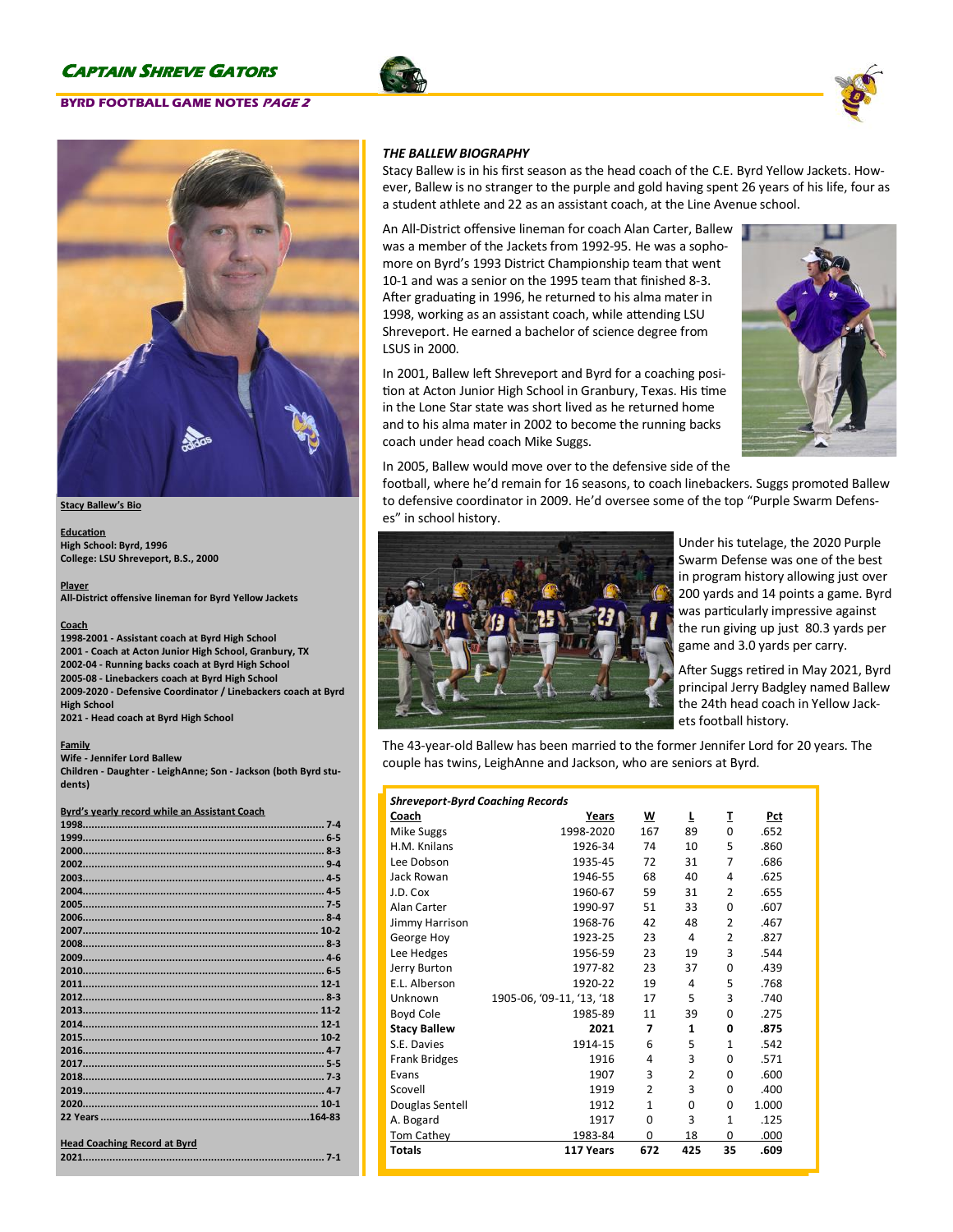## THE BALLEW BIOGRAPHY

Stacy Ballew is in his first season as the head coach of the C.E. Byrd Yellow Jackets. However, Ballew is no stranger to the purple and gold having spent 26 years of his life, four as a student athlete and 22 as an assistant coach, at the Line Avenue school.

An All-District offensive lineman for coach Alan Carter, Ballew was a member of the Jackets from 1992-95. He was a sophomore on Byrd's 1993 District Championship team that went 10-1 and was a senior on the 1995 team that finished 8-3. After graduating in 1996, he returned to his alma mater in 1998, working as an assistant coach, while attending LSU Shreveport. He earned a bachelor of science degree from LSUS in 2000.

In 2001, Ballew left Shreveport and Byrd for a coaching position at Acton Junior High School in Granbury, Texas. His time in the Lone Star state was short lived as he returned home and to his alma mater in 2002 to become the running backs coach under head coach Mike Suggs.

In 2005, Ballew would move over to the defensive side of the football, where he'd remain for 16 seasons, to coach linebackers. Suggs promoted Ballew to defensive coordinator in 2009. He'd oversee some of the top "Purple Swarm Defenses" in school history.

Under his tutelage, the 2020 Purple Swarm Defense was one of the best in program history allowing just over 200 yards and 14 points a game. Byrd was particularly impressive against the run giving up just 80.3 yards per game and 3.0 yards per carry.

After Suggs retired in May 2021, Byrd principal Jerry Badgley named Ballew the 24th head coach in Yellow Jackets football history.

The 43-year-old Ballew has been married to the former Jennifer Lord for 20 years. The couple has twins, LeighAnne and Jackson, who are seniors at Byrd.

| ***Shreveport-Byrd Coaching Records*** | | | | | |
|---|---|---|---|---|---|
| **Coach** | **Years** | **W** | **L** | **T** | **Pct** |
| Mike Suggs | 1998-2020 | 167 | 89 | 0 | .652 |
| H.M. Knilans | 1926-34 | 74 | 10 | 5 | .860 |
| Lee Dobson | 1935-45 | 72 | 31 | 7 | .686 |
| Jack Rowan | 1946-55 | 68 | 40 | 4 | .625 |
| J.D. Cox | 1960-67 | 59 | 31 | 2 | .655 |
| Alan Carter | 1990-97 | 51 | 33 | 0 | .607 |
| Jimmy Harrison | 1968-76 | 42 | 48 | 2 | .467 |
| George Hoy | 1923-25 | 23 | 4 | 2 | .827 |
| Lee Hedges | 1956-59 | 23 | 19 | 3 | .544 |
| Jerry Burton | 1977-82 | 23 | 37 | 0 | .439 |
| E.L. Alberson | 1920-22 | 19 | 4 | 5 | .768 |
| Unknown | 1905-06, '09-11, '13, '18 | 17 | 5 | 3 | .740 |
| Boyd Cole | 1985-89 | 11 | 39 | 0 | .275 |
| **Stacy Ballew** | **2021** | **7** | **1** | **0** | **.875** |
| S.E. Davies | 1914-15 | 6 | 5 | 1 | .542 |
| Frank Bridges | 1916 | 4 | 3 | 0 | .571 |
| Evans | 1907 | 3 | 2 | 0 | .600 |
| Scovell | 1919 | 2 | 3 | 0 | .400 |
| Douglas Sentell | 1912 | 1 | 0 | 0 | 1.000 |
| A. Bogard | 1917 | 0 | 3 | 1 | .125 |
| Tom Cathey | 1983-84 | 0 | 18 | 0 | .000 |
| **Totals** | **117 Years** | **672** | **425** | **35** | **.609** |

**Stacy Ballew's Bio**

**Education**
**High School: Byrd, 1996**
**College: LSU Shreveport, B.S., 2000**

**Player**
**All-District offensive lineman for Byrd Yellow Jackets**

**Coach**
**1998-2001 - Assistant coach at Byrd High School**
**2001 - Coach at Acton Junior High School, Granbury, TX**
**2002-04 - Running backs coach at Byrd High School**
**2005-08 - Linebackers coach at Byrd High School**
**2009-2020 - Defensive Coordinator / Linebackers coach at Byrd High School**
**2021 - Head coach at Byrd High School**

**Family**
**Wife - Jennifer Lord Ballew**
**Children - Daughter - LeighAnne; Son - Jackson (both Byrd students)**

**Byrd's yearly record while an Assistant Coach**

| Year | Record |
|---|---|
| 1998 | 7-4 |
| 1999 | 6-5 |
| 2000 | 8-3 |
| 2002 | 9-4 |
| 2003 | 4-5 |
| 2004 | 4-5 |
| 2005 | 7-5 |
| 2006 | 8-4 |
| 2007 | 10-2 |
| 2008 | 8-3 |
| 2009 | 4-6 |
| 2010 | 6-5 |
| 2011 | 12-1 |
| 2012 | 8-3 |
| 2013 | 11-2 |
| 2014 | 12-1 |
| 2015 | 10-2 |
| 2016 | 4-7 |
| 2017 | 5-5 |
| 2018 | 7-3 |
| 2019 | 4-7 |
| 2020 | 10-1 |
| 22 Years | 164-83 |

**Head Coaching Record at Byrd**

| Year | Record |
|---|---|
| 2021 | 7-1 |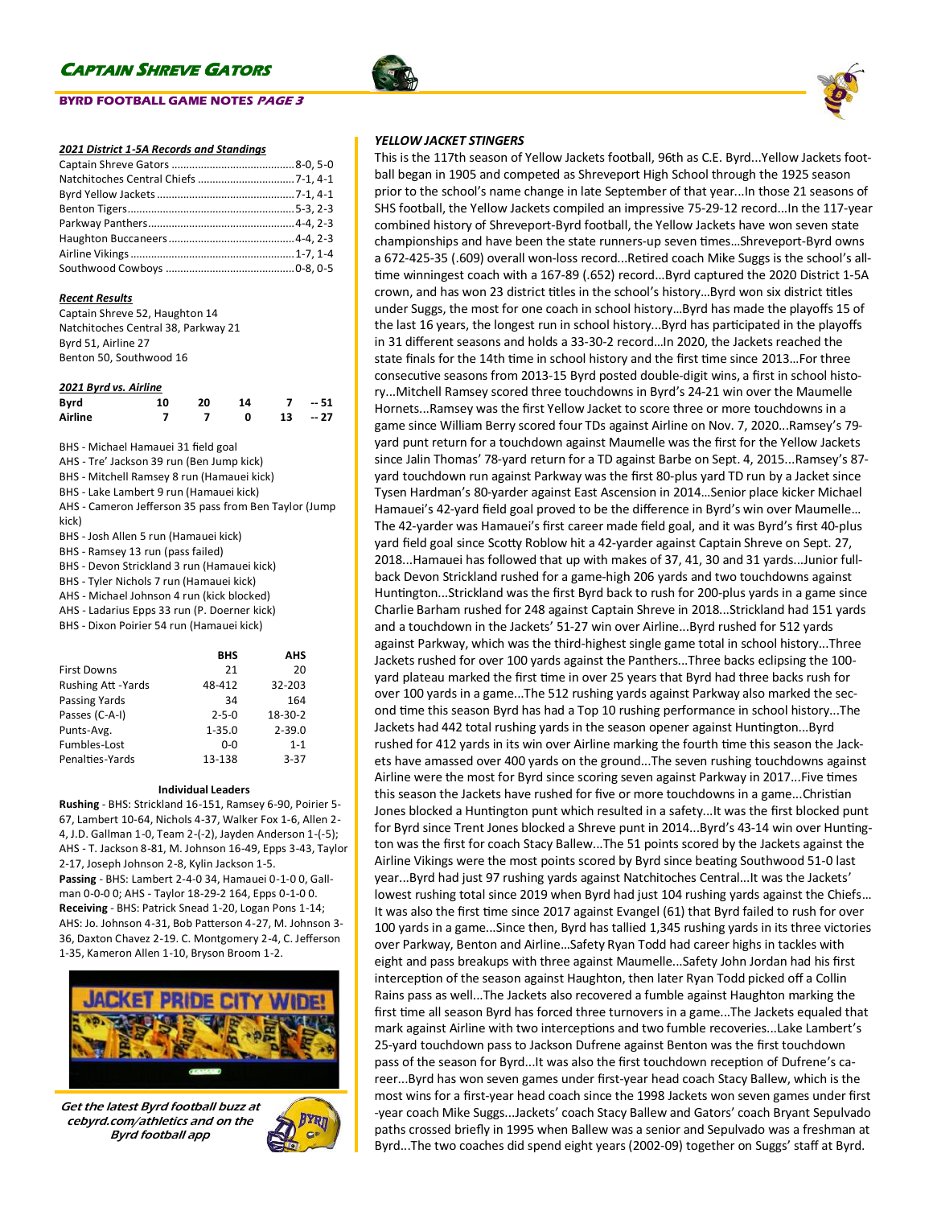## Captain Shreve Gators

### 2021 District 1-5A Records and Standings

| Team | Record |
|---|---|
| Captain Shreve Gators | 8-0, 5-0 |
| Natchitoches Central Chiefs | 7-1, 4-1 |
| Byrd Yellow Jackets | 7-1, 4-1 |
| Benton Tigers | 5-3, 2-3 |
| Parkway Panthers | 4-4, 2-3 |
| Haughton Buccaneers | 4-4, 2-3 |
| Airline Vikings | 1-7, 1-4 |
| Southwood Cowboys | 0-8, 0-5 |

### Recent Results

Captain Shreve 52, Haughton 14
Natchitoches Central 38, Parkway 21
Byrd 51, Airline 27
Benton 50, Southwood 16

### 2021 Byrd vs. Airline

| | 1 | 2 | 3 | 4 | Final |
|---|---|---|---|---|---|
| **Byrd** | 10 | 20 | 14 | 7 | -- 51 |
| **Airline** | 7 | 7 | 0 | 13 | -- 27 |

BHS - Michael Hamauei 31 field goal
AHS - Tre' Jackson 39 run (Ben Jump kick)
BHS - Mitchell Ramsey 8 run (Hamauei kick)
BHS - Lake Lambert 9 run (Hamauei kick)
AHS - Cameron Jefferson 35 pass from Ben Taylor (Jump kick)
BHS - Josh Allen 5 run (Hamauei kick)
BHS - Ramsey 13 run (pass failed)
BHS - Devon Strickland 3 run (Hamauei kick)
BHS - Tyler Nichols 7 run (Hamauei kick)
AHS - Michael Johnson 4 run (kick blocked)
AHS - Ladarius Epps 33 run (P. Doerner kick)
BHS - Dixon Poirier 54 run (Hamauei kick)

| | BHS | AHS |
|---|---|---|
| First Downs | 21 | 20 |
| Rushing Att -Yards | 48-412 | 32-203 |
| Passing Yards | 34 | 164 |
| Passes (C-A-I) | 2-5-0 | 18-30-2 |
| Punts-Avg. | 1-35.0 | 2-39.0 |
| Fumbles-Lost | 0-0 | 1-1 |
| Penalties-Yards | 13-138 | 3-37 |

**Individual Leaders**

**Rushing** - BHS: Strickland 16-151, Ramsey 6-90, Poirier 5-67, Lambert 10-64, Nichols 4-37, Walker Fox 1-6, Allen 2-4, J.D. Gallman 1-0, Team 2-(-2), Jayden Anderson 1-(-5); AHS - T. Jackson 8-81, M. Johnson 16-49, Epps 3-43, Taylor 2-17, Joseph Johnson 2-8, Kylin Jackson 1-5.
**Passing** - BHS: Lambert 2-4-0 34, Hamauei 0-1-0 0, Gallman 0-0-0 0; AHS - Taylor 18-29-2 164, Epps 0-1-0 0.
**Receiving** - BHS: Patrick Snead 1-20, Logan Pons 1-14; AHS: Jo. Johnson 4-31, Bob Patterson 4-27, M. Johnson 3-36, Daxton Chavez 2-19. C. Montgomery 2-4, C. Jefferson 1-35, Kameron Allen 1-10, Bryson Broom 1-2.

JACKET PRIDE CITY WIDE!

*Get the latest Byrd football buzz at cebyrd.com/athletics and on the Byrd football app*

### *YELLOW JACKET STINGERS*

This is the 117th season of Yellow Jackets football, 96th as C.E. Byrd...Yellow Jackets football began in 1905 and competed as Shreveport High School through the 1925 season prior to the school's name change in late September of that year...In those 21 seasons of SHS football, the Yellow Jackets compiled an impressive 75-29-12 record...In the 117-year combined history of Shreveport-Byrd football, the Yellow Jackets have won seven state championships and have been the state runners-up seven times…Shreveport-Byrd owns a 672-425-35 (.609) overall won-loss record...Retired coach Mike Suggs is the school's all-time winningest coach with a 167-89 (.652) record...Byrd captured the 2020 District 1-5A crown, and has won 23 district titles in the school's history...Byrd won six district titles under Suggs, the most for one coach in school history…Byrd has made the playoffs 15 of the last 16 years, the longest run in school history...Byrd has participated in the playoffs in 31 different seasons and holds a 33-30-2 record...In 2020, the Jackets reached the state finals for the 14th time in school history and the first time since 2013...For three consecutive seasons from 2013-15 Byrd posted double-digit wins, a first in school history...Mitchell Ramsey scored three touchdowns in Byrd's 24-21 win over the Maumelle Hornets...Ramsey was the first Yellow Jacket to score three or more touchdowns in a game since William Berry scored four TDs against Airline on Nov. 7, 2020...Ramsey's 79-yard punt return for a touchdown against Maumelle was the first for the Yellow Jackets since Jalin Thomas' 78-yard return for a TD against Barbe on Sept. 4, 2015...Ramsey's 87-yard touchdown run against Parkway was the first 80-plus yard TD run by a Jacket since Tysen Hardman's 80-yarder against East Ascension in 2014…Senior place kicker Michael Hamauei's 42-yard field goal proved to be the difference in Byrd's win over Maumelle… The 42-yarder was Hamauei's first career made field goal, and it was Byrd's first 40-plus yard field goal since Scotty Roblow hit a 42-yarder against Captain Shreve on Sept. 27, 2018...Hamauei has followed that up with makes of 37, 41, 30 and 31 yards...Junior fullback Devon Strickland rushed for a game-high 206 yards and two touchdowns against Huntington...Strickland was the first Byrd back to rush for 200-plus yards in a game since Charlie Barham rushed for 248 against Captain Shreve in 2018...Strickland had 151 yards and a touchdown in the Jackets' 51-27 win over Airline...Byrd rushed for 512 yards against Parkway, which was the third-highest single game total in school history...Three Jackets rushed for over 100 yards against the Panthers...Three backs eclipsing the 100-yard plateau marked the first time in over 25 years that Byrd had three backs rush for over 100 yards in a game...The 512 rushing yards against Parkway also marked the second time this season Byrd has had a Top 10 rushing performance in school history...The Jackets had 442 total rushing yards in the season opener against Huntington...Byrd rushed for 412 yards in its win over Airline marking the fourth time this season the Jackets have amassed over 400 yards on the ground...The seven rushing touchdowns against Airline were the most for Byrd since scoring seven against Parkway in 2017...Five times this season the Jackets have rushed for five or more touchdowns in a game...Christian Jones blocked a Huntington punt which resulted in a safety...It was the first blocked punt for Byrd since Trent Jones blocked a Shreve punt in 2014...Byrd's 43-14 win over Huntington was the first for coach Stacy Ballew...The 51 points scored by the Jackets against the Airline Vikings were the most points scored by Byrd since beating Southwood 51-0 last year...Byrd had just 97 rushing yards against Natchitoches Central...It was the Jackets' lowest rushing total since 2019 when Byrd had just 104 rushing yards against the Chiefs… It was also the first time since 2017 against Evangel (61) that Byrd failed to rush for over 100 yards in a game...Since then, Byrd has tallied 1,345 rushing yards in its three victories over Parkway, Benton and Airline…Safety Ryan Todd had career highs in tackles with eight and pass breakups with three against Maumelle...Safety John Jordan had his first interception of the season against Haughton, then later Ryan Todd picked off a Collin Rains pass as well...The Jackets also recovered a fumble against Haughton marking the first time all season Byrd has forced three turnovers in a game...The Jackets equaled that mark against Airline with two interceptions and two fumble recoveries...Lake Lambert's 25-yard touchdown pass to Jackson Dufrene against Benton was the first touchdown pass of the season for Byrd...It was also the first touchdown reception of Dufrene's career...Byrd has won seven games under first-year head coach Stacy Ballew, which is the most wins for a first-year head coach since the 1998 Jackets won seven games under first-year coach Mike Suggs...Jackets' coach Stacy Ballew and Gators' coach Bryant Sepulvado paths crossed briefly in 1995 when Ballew was a senior and Sepulvado was a freshman at Byrd...The two coaches did spend eight years (2002-09) together on Suggs' staff at Byrd.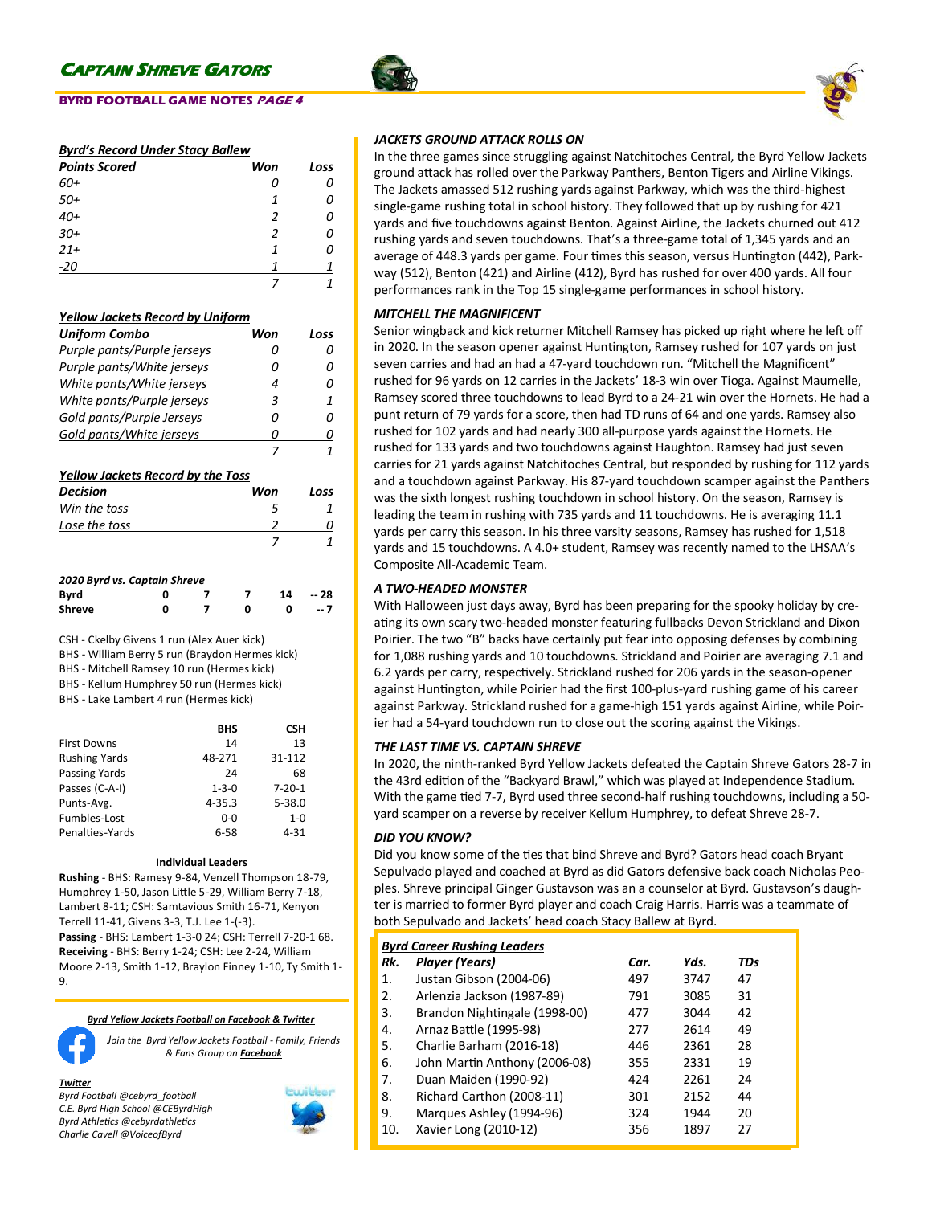Left column first, then right.

**Byrd's Record Under Stacy Ballew**

| Points Scored | Won | Loss |
|---|---|---|
| 60+ | 0 | 0 |
| 50+ | 1 | 0 |
| 40+ | 2 | 0 |
| 30+ | 2 | 0 |
| 21+ | 1 | 0 |
| -20 | 1 | 1 |
| | 7 | 1 |

**Yellow Jackets Record by Uniform**

| Uniform Combo | Won | Loss |
|---|---|---|
| Purple pants/Purple jerseys | 0 | 0 |
| Purple pants/White jerseys | 0 | 0 |
| White pants/White jerseys | 4 | 0 |
| White pants/Purple jerseys | 3 | 1 |
| Gold pants/Purple Jerseys | 0 | 0 |
| Gold pants/White jerseys | 0 | 0 |
| | 7 | 1 |

**Yellow Jackets Record by the Toss**

| Decision | Won | Loss |
|---|---|---|
| Win the toss | 5 | 1 |
| Lose the toss | 2 | 0 |
| | 7 | 1 |

**2020 Byrd vs. Captain Shreve**

| | | | | | |
|---|---|---|---|---|---|
| Byrd | 0 | 7 | 7 | 14 | -- 28 |
| Shreve | 0 | 7 | 0 | 0 | -- 7 |

CSH - Ckelby Givens 1 run (Alex Auer kick)
BHS - William Berry 5 run (Braydon Hermes kick)
BHS - Mitchell Ramsey 10 run (Hermes kick)
BHS - Kellum Humphrey 50 run (Hermes kick)
BHS - Lake Lambert 4 run (Hermes kick)

| | BHS | CSH |
|---|---|---|
| First Downs | 14 | 13 |
| Rushing Yards | 48-271 | 31-112 |
| Passing Yards | 24 | 68 |
| Passes (C-A-I) | 1-3-0 | 7-20-1 |
| Punts-Avg. | 4-35.3 | 5-38.0 |
| Fumbles-Lost | 0-0 | 1-0 |
| Penalties-Yards | 6-58 | 4-31 |

**Individual Leaders**

**Rushing** - BHS: Ramesy 9-84, Venzell Thompson 18-79, Humphrey 1-50, Jason Little 5-29, William Berry 7-18, Lambert 8-11; CSH: Samtavious Smith 16-71, Kenyon Terrell 11-41, Givens 3-3, T.J. Lee 1-(-3).
**Passing** - BHS: Lambert 1-3-0 24; CSH: Terrell 7-20-1 68.
**Receiving** - BHS: Berry 1-24; CSH: Lee 2-24, William Moore 2-13, Smith 1-12, Braylon Finney 1-10, Ty Smith 1-9.

**Byrd Yellow Jackets Football on Facebook & Twitter**

*Join the Byrd Yellow Jackets Football - Family, Friends & Fans Group on Facebook*

**Twitter**
*Byrd Football @cebyrd_football*
*C.E. Byrd High School @CEByrdHigh*
*Byrd Athletics @cebyrdathletics*
*Charlie Cavell @VoiceofByrd*

### JACKETS GROUND ATTACK ROLLS ON

In the three games since struggling against Natchitoches Central, the Byrd Yellow Jackets ground attack has rolled over the Parkway Panthers, Benton Tigers and Airline Vikings. The Jackets amassed 512 rushing yards against Parkway, which was the third-highest single-game rushing total in school history. They followed that up by rushing for 421 yards and five touchdowns against Benton. Against Airline, the Jackets churned out 412 rushing yards and seven touchdowns. That's a three-game total of 1,345 yards and an average of 448.3 yards per game. Four times this season, versus Huntington (442), Parkway (512), Benton (421) and Airline (412), Byrd has rushed for over 400 yards. All four performances rank in the Top 15 single-game performances in school history.

### MITCHELL THE MAGNIFICENT

Senior wingback and kick returner Mitchell Ramsey has picked up right where he left off in 2020. In the season opener against Huntington, Ramsey rushed for 107 yards on just seven carries and had an had a 47-yard touchdown run. "Mitchell the Magnificent" rushed for 96 yards on 12 carries in the Jackets' 18-3 win over Tioga. Against Maumelle, Ramsey scored three touchdowns to lead Byrd to a 24-21 win over the Hornets. He had a punt return of 79 yards for a score, then had TD runs of 64 and one yards. Ramsey also rushed for 102 yards and had nearly 300 all-purpose yards against the Hornets. He rushed for 133 yards and two touchdowns against Haughton. Ramsey had just seven carries for 21 yards against Natchitoches Central, but responded by rushing for 112 yards and a touchdown against Parkway. His 87-yard touchdown scamper against the Panthers was the sixth longest rushing touchdown in school history. On the season, Ramsey is leading the team in rushing with 735 yards and 11 touchdowns. He is averaging 11.1 yards per carry this season. In his three varsity seasons, Ramsey has rushed for 1,518 yards and 15 touchdowns. A 4.0+ student, Ramsey was recently named to the LHSAA's Composite All-Academic Team.

### A TWO-HEADED MONSTER

With Halloween just days away, Byrd has been preparing for the spooky holiday by creating its own scary two-headed monster featuring fullbacks Devon Strickland and Dixon Poirier. The two "B" backs have certainly put fear into opposing defenses by combining for 1,088 rushing yards and 10 touchdowns. Strickland and Poirier are averaging 7.1 and 6.2 yards per carry, respectively. Strickland rushed for 206 yards in the season-opener against Huntington, while Poirier had the first 100-plus-yard rushing game of his career against Parkway. Strickland rushed for a game-high 151 yards against Airline, while Poirier had a 54-yard touchdown run to close out the scoring against the Vikings.

### THE LAST TIME VS. CAPTAIN SHREVE

In 2020, the ninth-ranked Byrd Yellow Jackets defeated the Captain Shreve Gators 28-7 in the 43rd edition of the "Backyard Brawl," which was played at Independence Stadium. With the game tied 7-7, Byrd used three second-half rushing touchdowns, including a 50-yard scamper on a reverse by receiver Kellum Humphrey, to defeat Shreve 28-7.

### DID YOU KNOW?

Did you know some of the ties that bind Shreve and Byrd? Gators head coach Bryant Sepulvado played and coached at Byrd as did Gators defensive back coach Nicholas Peoples. Shreve principal Ginger Gustavson was an a counselor at Byrd. Gustavson's daughter is married to former Byrd player and coach Craig Harris. Harris was a teammate of both Sepulvado and Jackets' head coach Stacy Ballew at Byrd.

**Byrd Career Rushing Leaders**

| Rk. | Player (Years) | Car. | Yds. | TDs |
|---|---|---|---|---|
| 1. | Justan Gibson (2004-06) | 497 | 3747 | 47 |
| 2. | Arlenzia Jackson (1987-89) | 791 | 3085 | 31 |
| 3. | Brandon Nightingale (1998-00) | 477 | 3044 | 42 |
| 4. | Arnaz Battle (1995-98) | 277 | 2614 | 49 |
| 5. | Charlie Barham (2016-18) | 446 | 2361 | 28 |
| 6. | John Martin Anthony (2006-08) | 355 | 2331 | 19 |
| 7. | Duan Maiden (1990-92) | 424 | 2261 | 24 |
| 8. | Richard Carthon (2008-11) | 301 | 2152 | 44 |
| 9. | Marques Ashley (1994-96) | 324 | 1944 | 20 |
| 10. | Xavier Long (2010-12) | 356 | 1897 | 27 |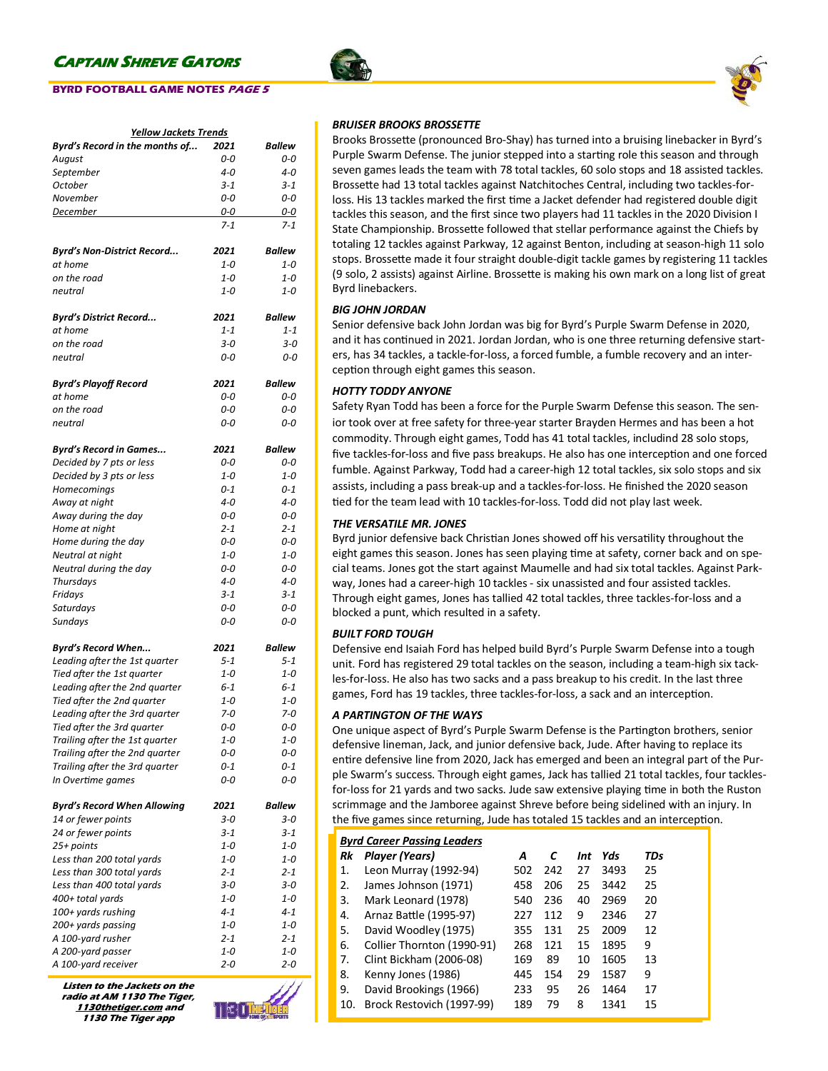## Captain Shreve Gators

**BYRD FOOTBALL GAME NOTES PAGE 5**

### Yellow Jackets Trends

| Byrd's Record in the months of... | 2021 | Ballew |
|---|---|---|
| August | 0-0 | 0-0 |
| September | 4-0 | 4-0 |
| October | 3-1 | 3-1 |
| November | 0-0 | 0-0 |
| December | 0-0 | 0-0 |
| | 7-1 | 7-1 |

| Byrd's Non-District Record... | 2021 | Ballew |
|---|---|---|
| at home | 1-0 | 1-0 |
| on the road | 1-0 | 1-0 |
| neutral | 1-0 | 1-0 |

| Byrd's District Record... | 2021 | Ballew |
|---|---|---|
| at home | 1-1 | 1-1 |
| on the road | 3-0 | 3-0 |
| neutral | 0-0 | 0-0 |

| Byrd's Playoff Record | 2021 | Ballew |
|---|---|---|
| at home | 0-0 | 0-0 |
| on the road | 0-0 | 0-0 |
| neutral | 0-0 | 0-0 |

| Byrd's Record in Games... | 2021 | Ballew |
|---|---|---|
| Decided by 7 pts or less | 0-0 | 0-0 |
| Decided by 3 pts or less | 1-0 | 1-0 |
| Homecomings | 0-1 | 0-1 |
| Away at night | 4-0 | 4-0 |
| Away during the day | 0-0 | 0-0 |
| Home at night | 2-1 | 2-1 |
| Home during the day | 0-0 | 0-0 |
| Neutral at night | 1-0 | 1-0 |
| Neutral during the day | 0-0 | 0-0 |
| Thursdays | 4-0 | 4-0 |
| Fridays | 3-1 | 3-1 |
| Saturdays | 0-0 | 0-0 |
| Sundays | 0-0 | 0-0 |

| Byrd's Record When... | 2021 | Ballew |
|---|---|---|
| Leading after the 1st quarter | 5-1 | 5-1 |
| Tied after the 1st quarter | 1-0 | 1-0 |
| Leading after the 2nd quarter | 6-1 | 6-1 |
| Tied after the 2nd quarter | 1-0 | 1-0 |
| Leading after the 3rd quarter | 7-0 | 7-0 |
| Tied after the 3rd quarter | 0-0 | 0-0 |
| Trailing after the 1st quarter | 1-0 | 1-0 |
| Trailing after the 2nd quarter | 0-0 | 0-0 |
| Trailing after the 3rd quarter | 0-1 | 0-1 |
| In Overtime games | 0-0 | 0-0 |

| Byrd's Record When Allowing | 2021 | Ballew |
|---|---|---|
| 14 or fewer points | 3-0 | 3-0 |
| 24 or fewer points | 3-1 | 3-1 |
| 25+ points | 1-0 | 1-0 |
| Less than 200 total yards | 1-0 | 1-0 |
| Less than 300 total yards | 2-1 | 2-1 |
| Less than 400 total yards | 3-0 | 3-0 |
| 400+ total yards | 1-0 | 1-0 |
| 100+ yards rushing | 4-1 | 4-1 |
| 200+ yards passing | 1-0 | 1-0 |
| A 100-yard rusher | 2-1 | 2-1 |
| A 200-yard passer | 1-0 | 1-0 |
| A 100-yard receiver | 2-0 | 2-0 |

*Listen to the Jackets on the radio at AM 1130 The Tiger, 1130thetiger.com and 1130 The Tiger app*

### BRUISER BROOKS BROSSETTE

Brooks Brossette (pronounced Bro-Shay) has turned into a bruising linebacker in Byrd's Purple Swarm Defense. The junior stepped into a starting role this season and through seven games leads the team with 78 total tackles, 60 solo stops and 18 assisted tackles. Brossette had 13 total tackles against Natchitoches Central, including two tackles-for-loss. His 13 tackles marked the first time a Jacket defender had registered double digit tackles this season, and the first since two players had 11 tackles in the 2020 Division I State Championship. Brossette followed that stellar performance against the Chiefs by totaling 12 tackles against Parkway, 12 against Benton, including at season-high 11 solo stops. Brossette made it four straight double-digit tackle games by registering 11 tackles (9 solo, 2 assists) against Airline. Brossette is making his own mark on a long list of great Byrd linebackers.

### BIG JOHN JORDAN

Senior defensive back John Jordan was big for Byrd's Purple Swarm Defense in 2020, and it has continued in 2021. Jordan Jordan, who is one three returning defensive starters, has 34 tackles, a tackle-for-loss, a forced fumble, a fumble recovery and an interception through eight games this season.

### HOTTY TODDY ANYONE

Safety Ryan Todd has been a force for the Purple Swarm Defense this season. The senior took over at free safety for three-year starter Brayden Hermes and has been a hot commodity. Through eight games, Todd has 41 total tackles, includind 28 solo stops, five tackles-for-loss and five pass breakups. He also has one interception and one forced fumble. Against Parkway, Todd had a career-high 12 total tackles, six solo stops and six assists, including a pass break-up and a tackles-for-loss. He finished the 2020 season tied for the team lead with 10 tackles-for-loss. Todd did not play last week.

### THE VERSATILE MR. JONES

Byrd junior defensive back Christian Jones showed off his versatility throughout the eight games this season. Jones has seen playing time at safety, corner back and on special teams. Jones got the start against Maumelle and had six total tackles. Against Parkway, Jones had a career-high 10 tackles - six unassisted and four assisted tackles. Through eight games, Jones has tallied 42 total tackles, three tackles-for-loss and a blocked a punt, which resulted in a safety.

### BUILT FORD TOUGH

Defensive end Isaiah Ford has helped build Byrd's Purple Swarm Defense into a tough unit. Ford has registered 29 total tackles on the season, including a team-high six tackles-for-loss. He also has two sacks and a pass breakup to his credit. In the last three games, Ford has 19 tackles, three tackles-for-loss, a sack and an interception.

### A PARTINGTON OF THE WAYS

One unique aspect of Byrd's Purple Swarm Defense is the Partington brothers, senior defensive lineman, Jack, and junior defensive back, Jude. After having to replace its entire defensive line from 2020, Jack has emerged and been an integral part of the Purple Swarm's success. Through eight games, Jack has tallied 21 total tackles, four tackles-for-loss for 21 yards and two sacks. Jude saw extensive playing time in both the Ruston scrimmage and the Jamboree against Shreve before being sidelined with an injury. In the five games since returning, Jude has totaled 15 tackles and an interception.

### Byrd Career Passing Leaders

| Rk | Player (Years) | A | C | Int | Yds | TDs |
|---|---|---|---|---|---|---|
| 1. | Leon Murray (1992-94) | 502 | 242 | 27 | 3493 | 25 |
| 2. | James Johnson (1971) | 458 | 206 | 25 | 3442 | 25 |
| 3. | Mark Leonard (1978) | 540 | 236 | 40 | 2969 | 20 |
| 4. | Arnaz Battle (1995-97) | 227 | 112 | 9 | 2346 | 27 |
| 5. | David Woodley (1975) | 355 | 131 | 25 | 2009 | 12 |
| 6. | Collier Thornton (1990-91) | 268 | 121 | 15 | 1895 | 9 |
| 7. | Clint Bickham (2006-08) | 169 | 89 | 10 | 1605 | 13 |
| 8. | Kenny Jones (1986) | 445 | 154 | 29 | 1587 | 9 |
| 9. | David Brookings (1966) | 233 | 95 | 26 | 1464 | 17 |
| 10. | Brock Restovich (1997-99) | 189 | 79 | 8 | 1341 | 15 |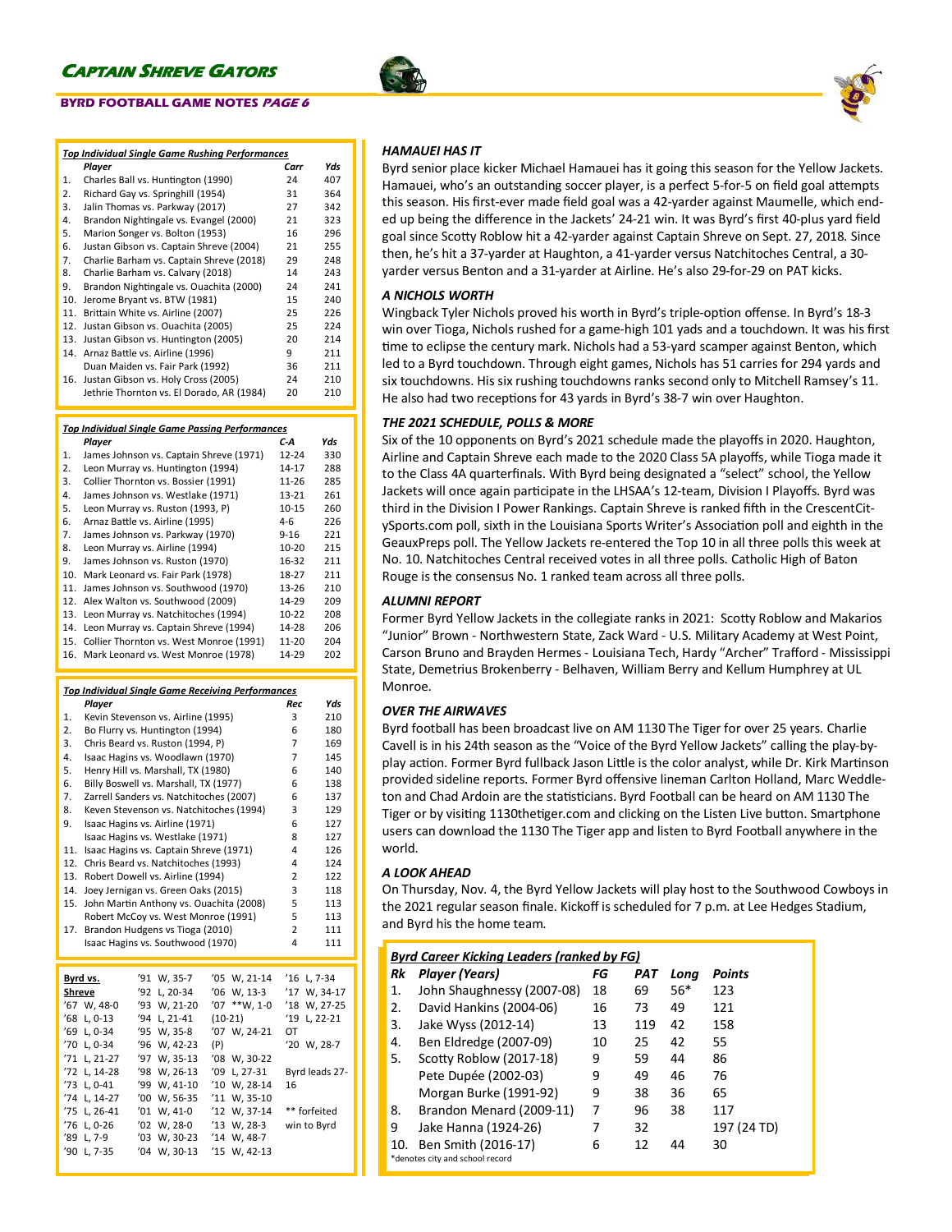## Top Individual Single Game Rushing Performances

| | Player | Carr | Yds |
|---|---|---|---|
| 1. | Charles Ball vs. Huntington (1990) | 24 | 407 |
| 2. | Richard Gay vs. Springhill (1954) | 31 | 364 |
| 3. | Jalin Thomas vs. Parkway (2017) | 27 | 342 |
| 4. | Brandon Nightingale vs. Evangel (2000) | 21 | 323 |
| 5. | Marion Songer vs. Bolton (1953) | 16 | 296 |
| 6. | Justan Gibson vs. Captain Shreve (2004) | 21 | 255 |
| 7. | Charlie Barham vs. Captain Shreve (2018) | 29 | 248 |
| 8. | Charlie Barham vs. Calvary (2018) | 14 | 243 |
| 9. | Brandon Nightingale vs. Ouachita (2000) | 24 | 241 |
| 10. | Jerome Bryant vs. BTW (1981) | 15 | 240 |
| 11. | Brittain White vs. Airline (2007) | 25 | 226 |
| 12. | Justan Gibson vs. Ouachita (2005) | 25 | 224 |
| 13. | Justan Gibson vs. Huntington (2005) | 20 | 214 |
| 14. | Arnaz Battle vs. Airline (1996) | 9 | 211 |
| | Duan Maiden vs. Fair Park (1992) | 36 | 211 |
| 16. | Justan Gibson vs. Holy Cross (2005) | 24 | 210 |
| | Jethrie Thornton vs. El Dorado, AR (1984) | 20 | 210 |

## Top Individual Single Game Passing Performances

| | Player | C-A | Yds |
|---|---|---|---|
| 1. | James Johnson vs. Captain Shreve (1971) | 12-24 | 330 |
| 2. | Leon Murray vs. Huntington (1994) | 14-17 | 288 |
| 3. | Collier Thornton vs. Bossier (1991) | 11-26 | 285 |
| 4. | James Johnson vs. Westlake (1971) | 13-21 | 261 |
| 5. | Leon Murray vs. Ruston (1993, P) | 10-15 | 260 |
| 6. | Arnaz Battle vs. Airline (1995) | 4-6 | 226 |
| 7. | James Johnson vs. Parkway (1970) | 9-16 | 221 |
| 8. | Leon Murray vs. Airline (1994) | 10-20 | 215 |
| 9. | James Johnson vs. Ruston (1970) | 16-32 | 211 |
| 10. | Mark Leonard vs. Fair Park (1978) | 18-27 | 211 |
| 11. | James Johnson vs. Southwood (1970) | 13-26 | 210 |
| 12. | Alex Walton vs. Southwood (2009) | 14-29 | 209 |
| 13. | Leon Murray vs. Natchitoches (1994) | 10-22 | 208 |
| 14. | Leon Murray vs. Captain Shreve (1994) | 14-28 | 206 |
| 15. | Collier Thornton vs. West Monroe (1991) | 11-20 | 204 |
| 16. | Mark Leonard vs. West Monroe (1978) | 14-29 | 202 |

## Top Individual Single Game Receiving Performances

| | Player | Rec | Yds |
|---|---|---|---|
| 1. | Kevin Stevenson vs. Airline (1995) | 3 | 210 |
| 2. | Bo Flurry vs. Huntington (1994) | 6 | 180 |
| 3. | Chris Beard vs. Ruston (1994, P) | 7 | 169 |
| 4. | Isaac Hagins vs. Woodlawn (1970) | 7 | 145 |
| 5. | Henry Hill vs. Marshall, TX (1980) | 6 | 140 |
| 6. | Billy Boswell vs. Marshall, TX (1977) | 6 | 138 |
| 7. | Zarrell Sanders vs. Natchitoches (2007) | 6 | 137 |
| 8. | Keven Stevenson vs. Natchitoches (1994) | 3 | 129 |
| 9. | Isaac Hagins vs. Airline (1971) | 6 | 127 |
| | Isaac Hagins vs. Westlake (1971) | 8 | 127 |
| 11. | Isaac Hagins vs. Captain Shreve (1971) | 4 | 126 |
| 12. | Chris Beard vs. Natchitoches (1993) | 4 | 124 |
| 13. | Robert Dowell vs. Airline (1994) | 2 | 122 |
| 14. | Joey Jernigan vs. Green Oaks (2015) | 3 | 118 |
| 15. | John Martin Anthony vs. Ouachita (2008) | 5 | 113 |
| | Robert McCoy vs. West Monroe (1991) | 5 | 113 |
| 17. | Brandon Hudgens vs Tioga (2010) | 2 | 111 |
| | Isaac Hagins vs. Southwood (1970) | 4 | 111 |

## Byrd vs. Shreve

| | | | |
|---|---|---|---|
| '67 W, 48-0 | '91 W, 35-7 | '05 W, 21-14 | '16 L, 7-34 |
| '68 L, 0-13 | '92 L, 20-34 | '06 W, 13-3 | '17 W, 34-17 |
| '69 L, 0-34 | '93 W, 21-20 | '07 **W, 1-0 (10-21) | '18 W, 27-25 |
| '70 L, 0-34 | '94 L, 21-41 | '07 W, 24-21 (P) | '19 L, 22-21 OT |
| '71 L, 21-27 | '95 W, 35-8 | '08 W, 30-22 | '20 W, 28-7 |
| '72 L, 14-28 | '96 W, 42-23 | '09 L, 27-31 | |
| '73 L, 0-41 | '97 W, 35-13 | '10 W, 28-14 | Byrd leads 27-16 |
| '74 L, 14-27 | '98 W, 26-13 | '11 W, 35-10 | |
| '75 L, 26-41 | '99 W, 41-10 | '12 W, 37-14 | ** forfeited win to Byrd |
| '76 L, 0-26 | '00 W, 56-35 | '13 W, 28-3 | |
| '89 L, 7-9 | '01 W, 41-0 | '14 W, 48-7 | |
| '90 L, 7-35 | '02 W, 28-0 | '15 W, 42-13 | |
| | '03 W, 30-23 | | |
| | '04 W, 30-13 | | |

### HAMAUEI HAS IT

Byrd senior place kicker Michael Hamauei has it going this season for the Yellow Jackets. Hamauei, who's an outstanding soccer player, is a perfect 5-for-5 on field goal attempts this season. His first-ever made field goal was a 42-yarder against Maumelle, which ended up being the difference in the Jackets' 24-21 win. It was Byrd's first 40-plus yard field goal since Scotty Roblow hit a 42-yarder against Captain Shreve on Sept. 27, 2018. Since then, he's hit a 37-yarder at Haughton, a 41-yarder versus Natchitoches Central, a 30-yarder versus Benton and a 31-yarder at Airline. He's also 29-for-29 on PAT kicks.

### A NICHOLS WORTH

Wingback Tyler Nichols proved his worth in Byrd's triple-option offense. In Byrd's 18-3 win over Tioga, Nichols rushed for a game-high 101 yads and a touchdown. It was his first time to eclipse the century mark. Nichols had a 53-yard scamper against Benton, which led to a Byrd touchdown. Through eight games, Nichols has 51 carries for 294 yards and six touchdowns. His six rushing touchdowns ranks second only to Mitchell Ramsey's 11. He also had two receptions for 43 yards in Byrd's 38-7 win over Haughton.

### THE 2021 SCHEDULE, POLLS & MORE

Six of the 10 opponents on Byrd's 2021 schedule made the playoffs in 2020. Haughton, Airline and Captain Shreve each made to the 2020 Class 5A playoffs, while Tioga made it to the Class 4A quarterfinals. With Byrd being designated a "select" school, the Yellow Jackets will once again participate in the LHSAA's 12-team, Division I Playoffs. Byrd was third in the Division I Power Rankings. Captain Shreve is ranked fifth in the CrescentCitySports.com poll, sixth in the Louisiana Sports Writer's Association poll and eighth in the GeauxPreps poll. The Yellow Jackets re-entered the Top 10 in all three polls this week at No. 10. Natchitoches Central received votes in all three polls. Catholic High of Baton Rouge is the consensus No. 1 ranked team across all three polls.

### ALUMNI REPORT

Former Byrd Yellow Jackets in the collegiate ranks in 2021: Scotty Roblow and Makarios "Junior" Brown - Northwestern State, Zack Ward - U.S. Military Academy at West Point, Carson Bruno and Brayden Hermes - Louisiana Tech, Hardy "Archer" Trafford - Mississippi State, Demetrius Brokenberry - Belhaven, William Berry and Kellum Humphrey at UL Monroe.

### OVER THE AIRWAVES

Byrd football has been broadcast live on AM 1130 The Tiger for over 25 years. Charlie Cavell is in his 24th season as the "Voice of the Byrd Yellow Jackets" calling the play-by-play action. Former Byrd fullback Jason Little is the color analyst, while Dr. Kirk Martinson provided sideline reports. Former Byrd offensive lineman Carlton Holland, Marc Weddleton and Chad Ardoin are the statisticians. Byrd Football can be heard on AM 1130 The Tiger or by visiting 1130thetiger.com and clicking on the Listen Live button. Smartphone users can download the 1130 The Tiger app and listen to Byrd Football anywhere in the world.

### A LOOK AHEAD

On Thursday, Nov. 4, the Byrd Yellow Jackets will play host to the Southwood Cowboys in the 2021 regular season finale. Kickoff is scheduled for 7 p.m. at Lee Hedges Stadium, and Byrd his the home team.

## Byrd Career Kicking Leaders (ranked by FG)

| Rk | Player (Years) | FG | PAT | Long | Points |
|---|---|---|---|---|---|
| 1. | John Shaughnessy (2007-08) | 18 | 69 | 56* | 123 |
| 2. | David Hankins (2004-06) | 16 | 73 | 49 | 121 |
| 3. | Jake Wyss (2012-14) | 13 | 119 | 42 | 158 |
| 4. | Ben Eldredge (2007-09) | 10 | 25 | 42 | 55 |
| 5. | Scotty Roblow (2017-18) | 9 | 59 | 44 | 86 |
| | Pete Dupée (2002-03) | 9 | 49 | 46 | 76 |
| | Morgan Burke (1991-92) | 9 | 38 | 36 | 65 |
| 8. | Brandon Menard (2009-11) | 7 | 96 | 38 | 117 |
| 9 | Jake Hanna (1924-26) | 7 | 32 | | 197 (24 TD) |
| 10. | Ben Smith (2016-17) | 6 | 12 | 44 | 30 |

*denotes city and school record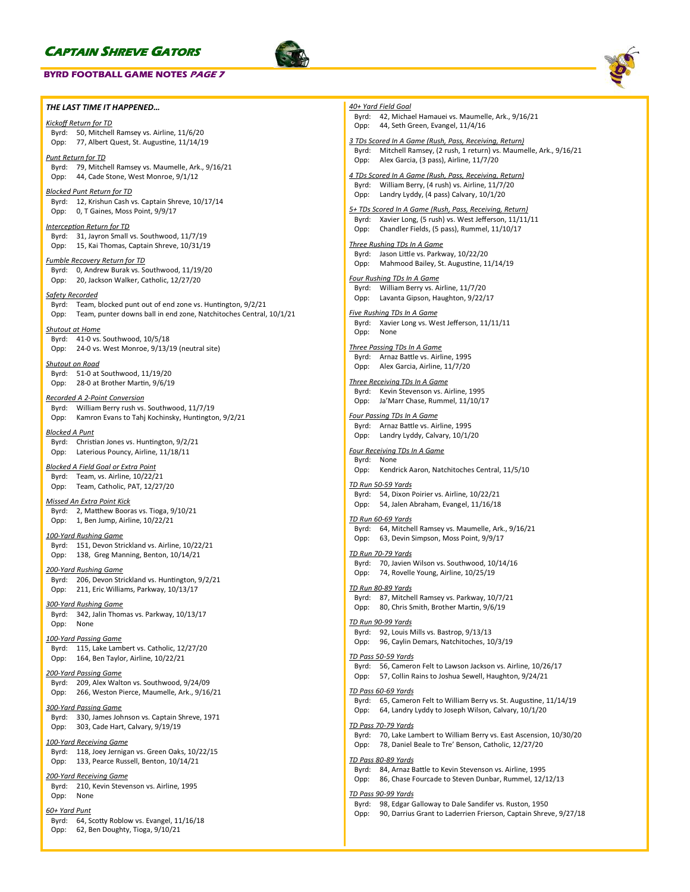## THE LAST TIME IT HAPPENED…

*Kickoff Return for TD*
Byrd: 50, Mitchell Ramsey vs. Airline, 11/6/20
Opp: 77, Albert Quest, St. Augustine, 11/14/19

*Punt Return for TD*
Byrd: 79, Mitchell Ramsey vs. Maumelle, Ark., 9/16/21
Opp: 44, Cade Stone, West Monroe, 9/1/12

*Blocked Punt Return for TD*
Byrd: 12, Krishun Cash vs. Captain Shreve, 10/17/14
Opp: 0, T Gaines, Moss Point, 9/9/17

*Interception Return for TD*
Byrd: 31, Jayron Small vs. Southwood, 11/7/19
Opp: 15, Kai Thomas, Captain Shreve, 10/31/19

*Fumble Recovery Return for TD*
Byrd: 0, Andrew Burak vs. Southwood, 11/19/20
Opp: 20, Jackson Walker, Catholic, 12/27/20

*Safety Recorded*
Byrd: Team, blocked punt out of end zone vs. Huntington, 9/2/21
Opp: Team, punter downs ball in end zone, Natchitoches Central, 10/1/21

*Shutout at Home*
Byrd: 41-0 vs. Southwood, 10/5/18
Opp: 24-0 vs. West Monroe, 9/13/19 (neutral site)

*Shutout on Road*
Byrd: 51-0 at Southwood, 11/19/20
Opp: 28-0 at Brother Martin, 9/6/19

*Recorded A 2-Point Conversion*
Byrd: William Berry rush vs. Southwood, 11/7/19
Opp: Kamron Evans to Tahj Kochinsky, Huntington, 9/2/21

*Blocked A Punt*
Byrd: Christian Jones vs. Huntington, 9/2/21
Opp: Laterious Pouncy, Airline, 11/18/11

*Blocked A Field Goal or Extra Point*
Byrd: Team, vs. Airline, 10/22/21
Opp: Team, Catholic, PAT, 12/27/20

*Missed An Extra Point Kick*
Byrd: 2, Matthew Booras vs. Tioga, 9/10/21
Opp: 1, Ben Jump, Airline, 10/22/21

*100-Yard Rushing Game*
Byrd: 151, Devon Strickland vs. Airline, 10/22/21
Opp: 138, Greg Manning, Benton, 10/14/21

*200-Yard Rushing Game*
Byrd: 206, Devon Strickland vs. Huntington, 9/2/21
Opp: 211, Eric Williams, Parkway, 10/13/17

*300-Yard Rushing Game*
Byrd: 342, Jalin Thomas vs. Parkway, 10/13/17
Opp: None

*100-Yard Passing Game*
Byrd: 115, Lake Lambert vs. Catholic, 12/27/20
Opp: 164, Ben Taylor, Airline, 10/22/21

*200-Yard Passing Game*
Byrd: 209, Alex Walton vs. Southwood, 9/24/09
Opp: 266, Weston Pierce, Maumelle, Ark., 9/16/21

*300-Yard Passing Game*
Byrd: 330, James Johnson vs. Captain Shreve, 1971
Opp: 303, Cade Hart, Calvary, 9/19/19

*100-Yard Receiving Game*
Byrd: 118, Joey Jernigan vs. Green Oaks, 10/22/15
Opp: 133, Pearce Russell, Benton, 10/14/21

*200-Yard Receiving Game*
Byrd: 210, Kevin Stevenson vs. Airline, 1995
Opp: None

*60+ Yard Punt*
Byrd: 64, Scotty Roblow vs. Evangel, 11/16/18
Opp: 62, Ben Doughty, Tioga, 9/10/21

*40+ Yard Field Goal*
Byrd: 42, Michael Hamauei vs. Maumelle, Ark., 9/16/21
Opp: 44, Seth Green, Evangel, 11/4/16

*3 TDs Scored In A Game (Rush, Pass, Receiving, Return)*
Byrd: Mitchell Ramsey, (2 rush, 1 return) vs. Maumelle, Ark., 9/16/21
Opp: Alex Garcia, (3 pass), Airline, 11/7/20

*4 TDs Scored In A Game (Rush, Pass, Receiving, Return)*
Byrd: William Berry, (4 rush) vs. Airline, 11/7/20
Opp: Landry Lyddy, (4 pass) Calvary, 10/1/20

*5+ TDs Scored In A Game (Rush, Pass, Receiving, Return)*
Byrd: Xavier Long, (5 rush) vs. West Jefferson, 11/11/11
Opp: Chandler Fields, (5 pass), Rummel, 11/10/17

*Three Rushing TDs In A Game*
Byrd: Jason Little vs. Parkway, 10/22/20
Opp: Mahmood Bailey, St. Augustine, 11/14/19

*Four Rushing TDs In A Game*
Byrd: William Berry vs. Airline, 11/7/20
Opp: Lavanta Gipson, Haughton, 9/22/17

*Five Rushing TDs In A Game*
Byrd: Xavier Long vs. West Jefferson, 11/11/11
Opp: None

*Three Passing TDs In A Game*
Byrd: Arnaz Battle vs. Airline, 1995
Opp: Alex Garcia, Airline, 11/7/20

*Three Receiving TDs In A Game*
Byrd: Kevin Stevenson vs. Airline, 1995
Opp: Ja'Marr Chase, Rummel, 11/10/17

*Four Passing TDs In A Game*
Byrd: Arnaz Battle vs. Airline, 1995
Opp: Landry Lyddy, Calvary, 10/1/20

*Four Receiving TDs In A Game*
Byrd: None
Opp: Kendrick Aaron, Natchitoches Central, 11/5/10

*TD Run 50-59 Yards*
Byrd: 54, Dixon Poirier vs. Airline, 10/22/21
Opp: 54, Jalen Abraham, Evangel, 11/16/18

*TD Run 60-69 Yards*
Byrd: 64, Mitchell Ramsey vs. Maumelle, Ark., 9/16/21
Opp: 63, Devin Simpson, Moss Point, 9/9/17

*TD Run 70-79 Yards*
Byrd: 70, Javien Wilson vs. Southwood, 10/14/16
Opp: 74, Rovelle Young, Airline, 10/25/19

*TD Run 80-89 Yards*
Byrd: 87, Mitchell Ramsey vs. Parkway, 10/7/21
Opp: 80, Chris Smith, Brother Martin, 9/6/19

*TD Run 90-99 Yards*
Byrd: 92, Louis Mills vs. Bastrop, 9/13/13
Opp: 96, Caylin Demars, Natchitoches, 10/3/19

*TD Pass 50-59 Yards*
Byrd: 56, Cameron Felt to Lawson Jackson vs. Airline, 10/26/17
Opp: 57, Collin Rains to Joshua Sewell, Haughton, 9/24/21

*TD Pass 60-69 Yards*
Byrd: 65, Cameron Felt to William Berry vs. St. Augustine, 11/14/19
Opp: 64, Landry Lyddy to Joseph Wilson, Calvary, 10/1/20

*TD Pass 70-79 Yards*
Byrd: 70, Lake Lambert to William Berry vs. East Ascension, 10/30/20
Opp: 78, Daniel Beale to Tre' Benson, Catholic, 12/27/20

*TD Pass 80-89 Yards*
Byrd: 84, Arnaz Battle to Kevin Stevenson vs. Airline, 1995
Opp: 86, Chase Fourcade to Steven Dunbar, Rummel, 12/12/13

*TD Pass 90-99 Yards*
Byrd: 98, Edgar Galloway to Dale Sandifer vs. Ruston, 1950
Opp: 90, Darrius Grant to Laderrien Frierson, Captain Shreve, 9/27/18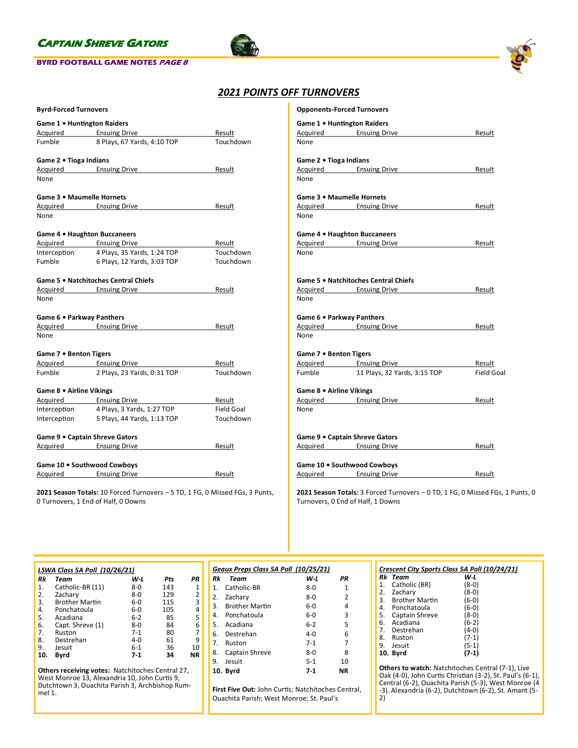# 2021 POINTS OFF TURNOVERS

## Byrd-Forced Turnovers

**Game 1 • Huntington Raiders**

| Acquired | Ensuing Drive | Result |
|---|---|---|
| Fumble | 8 Plays, 67 Yards, 4:10 TOP | Touchdown |

**Game 2 • Tioga Indians**

| Acquired | Ensuing Drive | Result |
|---|---|---|
| None | | |

**Game 3 • Maumelle Hornets**

| Acquired | Ensuing Drive | Result |
|---|---|---|
| None | | |

**Game 4 • Haughton Buccaneers**

| Acquired | Ensuing Drive | Result |
|---|---|---|
| Interception | 4 Plays, 35 Yards, 1:24 TOP | Touchdown |
| Fumble | 6 Plays, 12 Yards, 3:03 TOP | Touchdown |

**Game 5 • Natchitoches Central Chiefs**

| Acquired | Ensuing Drive | Result |
|---|---|---|
| None | | |

**Game 6 • Parkway Panthers**

| Acquired | Ensuing Drive | Result |
|---|---|---|
| None | | |

**Game 7 • Benton Tigers**

| Acquired | Ensuing Drive | Result |
|---|---|---|
| Fumble | 2 Plays, 23 Yards, 0:31 TOP | Touchdown |

**Game 8 • Airline Vikings**

| Acquired | Ensuing Drive | Result |
|---|---|---|
| Interception | 4 Plays, 3 Yards, 1:27 TOP | Field Goal |
| Interception | 5 Plays, 44 Yards, 1:13 TOP | Touchdown |

**Game 9 • Captain Shreve Gators**

| Acquired | Ensuing Drive | Result |
|---|---|---|

**Game 10 • Southwood Cowboys**

| Acquired | Ensuing Drive | Result |
|---|---|---|

**2021 Season Totals:** 10 Forced Turnovers – 5 TD, 1 FG, 0 Missed FGs, 3 Punts, 0 Turnovers, 1 End of Half, 0 Downs

## Opponents-Forced Turnovers

**Game 1 • Huntington Raiders**

| Acquired | Ensuing Drive | Result |
|---|---|---|
| None | | |

**Game 2 • Tioga Indians**

| Acquired | Ensuing Drive | Result |
|---|---|---|
| None | | |

**Game 3 • Maumelle Hornets**

| Acquired | Ensuing Drive | Result |
|---|---|---|
| None | | |

**Game 4 • Haughton Buccaneers**

| Acquired | Ensuing Drive | Result |
|---|---|---|
| None | | |

**Game 5 • Natchitoches Central Chiefs**

| Acquired | Ensuing Drive | Result |
|---|---|---|
| None | | |

**Game 6 • Parkway Panthers**

| Acquired | Ensuing Drive | Result |
|---|---|---|
| None | | |

**Game 7 • Benton Tigers**

| Acquired | Ensuing Drive | Result |
|---|---|---|
| Fumble | 11 Plays, 32 Yards, 3:15 TOP | Field Goal |

**Game 8 • Airline Vikings**

| Acquired | Ensuing Drive | Result |
|---|---|---|
| None | | |

**Game 9 • Captain Shreve Gators**

| Acquired | Ensuing Drive | Result |
|---|---|---|

**Game 10 • Southwood Cowboys**

| Acquired | Ensuing Drive | Result |
|---|---|---|

**2021 Season Totals:** 3 Forced Turnovers – 0 TD, 1 FG, 0 Missed FGs, 1 Punts, 0 Turnovers, 0 End of Half, 1 Downs

### *LSWA Class 5A Poll (10/26/21)*

| Rk | Team | W-L | Pts | PR |
|---|---|---|---|---|
| 1. | Catholic-BR (11) | 8-0 | 143 | 1 |
| 2. | Zachary | 8-0 | 129 | 2 |
| 3. | Brother Martin | 6-0 | 115 | 3 |
| 4. | Ponchatoula | 6-0 | 105 | 4 |
| 5. | Acadiana | 6-2 | 85 | 5 |
| 6. | Capt. Shreve (1) | 8-0 | 84 | 6 |
| 7. | Ruston | 7-1 | 80 | 7 |
| 8. | Destrehan | 4-0 | 61 | 9 |
| 9. | Jesuit | 6-1 | 36 | 10 |
| **10.** | **Byrd** | **7-1** | **34** | **NR** |

**Others receiving votes:** Natchitoches Central 27, West Monroe 13, Alexandria 10, John Curtis 9, Dutchtown 3, Ouachita Parish 3, Archbishop Rummel 1.

### *Geaux Preps Class 5A Poll (10/25/21)*

| Rk | Team | W-L | PR |
|---|---|---|---|
| 1. | Catholic-BR | 8-0 | 1 |
| 2. | Zachary | 8-0 | 2 |
| 3. | Brother Martin | 6-0 | 4 |
| 4. | Ponchatoula | 6-0 | 3 |
| 5. | Acadiana | 6-2 | 5 |
| 6. | Destrehan | 4-0 | 6 |
| 7. | Ruston | 7-1 | 7 |
| 8. | Captain Shreve | 8-0 | 8 |
| 9. | Jesuit | 5-1 | 10 |
| **10.** | **Byrd** | **7-1** | **NR** |

**First Five Out:** John Curtis; Natchitoches Central, Ouachita Parish; West Monroe; St. Paul's

### *Crescent City Sports Class 5A Poll (10/24/21)*

| Rk | Team | W-L |
|---|---|---|
| 1. | Catholic (BR) | (8-0) |
| 2. | Zachary | (8-0) |
| 3. | Brother Martin | (6-0) |
| 4. | Ponchatoula | (6-0) |
| 5. | Captain Shreve | (8-0) |
| 6. | Acadiana | (6-2) |
| 7. | Destrehan | (4-0) |
| 8. | Ruston | (7-1) |
| 9. | Jesuit | (5-1) |
| **10.** | **Byrd** | **(7-1)** |

**Others to watch:** Natchitoches Central (7-1), Live Oak (4-0), John Curtis Christian (3-2), St. Paul's (6-1), Central (6-2), Ouachita Parish (5-3), West Monroe (4-3). Alexandria (6-2), Dutchtown (6-2), St. Amant (5-2)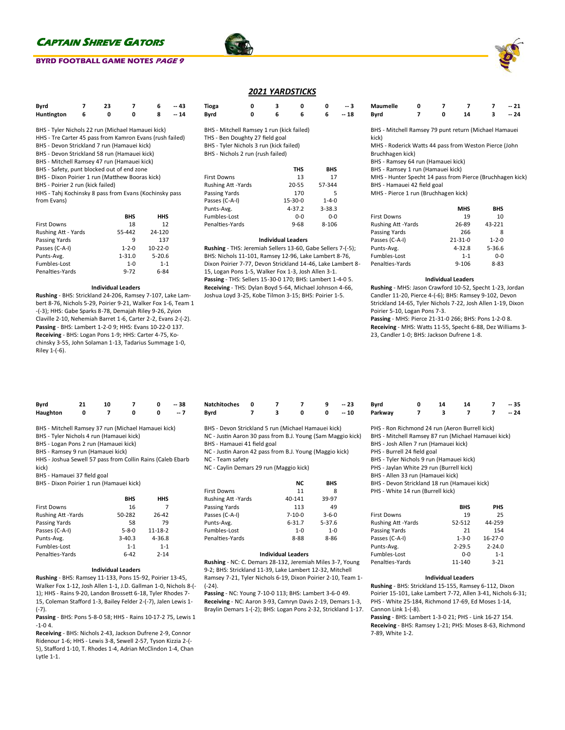## 2021 YARDSTICKS

| Byrd | 7 | 23 | 7 | 6 | -- 43 |
|---|---|---|---|---|---|
| Huntington | 6 | 0 | 0 | 8 | -- 14 |

BHS - Tyler Nichols 22 run (Michael Hamauei kick)
HHS - Tre Carter 45 pass from Kamron Evans (rush failed)
BHS - Devon Strickland 7 run (Hamauei kick)
BHS - Devon Strickland 58 run (Hamauei kick)
BHS - Mitchell Ramsey 47 run (Hamauei kick)
BHS - Safety, punt blocked out of end zone
BHS - Dixon Poirier 1 run (Matthew Booras kick)
BHS - Poirier 2 run (kick failed)
HHS - Tahj Kochinsky 8 pass from Evans (Kochinsky pass from Evans)

| | BHS | HHS |
|---|---|---|
| First Downs | 18 | 12 |
| Rushing Att - Yards | 55-442 | 24-120 |
| Passing Yards | 9 | 137 |
| Passes (C-A-I) | 1-2-0 | 10-22-0 |
| Punts-Avg. | 1-31.0 | 5-20.6 |
| Fumbles-Lost | 1-0 | 1-1 |
| Penalties-Yards | 9-72 | 6-84 |

**Individual Leaders**

**Rushing** - BHS: Strickland 24-206, Ramsey 7-107, Lake Lambert 8-76, Nichols 5-29, Poirier 9-21, Walker Fox 1-6, Team 1 -(-3); HHS: Gabe Sparks 8-78, Demajah Riley 9-26, Zyion Claville 2-10, Nehemiah Barret 1-6, Carter 2-2, Evans 2-(-2).
**Passing** - BHS: Lambert 1-2-0 9; HHS: Evans 10-22-0 137.
**Receiving** - BHS: Logan Pons 1-9; HHS: Carter 4-75, Kochinsky 3-55, John Solaman 1-13, Tadarius Summage 1-0, Riley 1-(-6).

| Tioga | 0 | 3 | 0 | 0 | -- 3 |
|---|---|---|---|---|---|
| Byrd | 0 | 6 | 6 | 6 | -- 18 |

BHS - Mitchell Ramsey 1 run (kick failed)
THS - Ben Doughty 27 field goal
BHS - Tyler Nichols 3 run (kick failed)
BHS - Nichols 2 run (rush failed)

| | THS | BHS |
|---|---|---|
| First Downs | 13 | 17 |
| Rushing Att -Yards | 20-55 | 57-344 |
| Passing Yards | 170 | 5 |
| Passes (C-A-I) | 15-30-0 | 1-4-0 |
| Punts-Avg. | 4-37.2 | 3-38.3 |
| Fumbles-Lost | 0-0 | 0-0 |
| Penalties-Yards | 9-68 | 8-106 |

**Individual Leaders**

**Rushing** - THS: Jeremiah Sellers 13-60, Gabe Sellers 7-(-5); BHS: Nichols 11-101, Ramsey 12-96, Lake Lambert 8-76, Dixon Poirier 7-77, Devon Strickland 14-46, Lake Lambert 8-15, Logan Pons 1-5, Walker Fox 1-3, Josh Allen 3-1.
**Passing** - THS: Sellers 15-30-0 170; BHS: Lambert 1-4-0 5.
**Receiving** - THS: Dylan Boyd 5-64, Michael Johnson 4-66, Joshua Loyd 3-25, Kobe Tilmon 3-15; BHS: Poirier 1-5.

| Maumelle | 0 | 7 | 7 | 7 | -- 21 |
|---|---|---|---|---|---|
| Byrd | 7 | 0 | 14 | 3 | -- 24 |

BHS - Mitchell Ramsey 79 punt return (Michael Hamauei kick)
MHS - Roderick Watts 44 pass from Weston Pierce (John Bruchhagen kick)
BHS - Ramsey 64 run (Hamauei kick)
BHS - Ramsey 1 run (Hamauei kick)
MHS - Hunter Specht 14 pass from Pierce (Bruchhagen kick)
BHS - Hamauei 42 field goal
MHS - Pierce 1 run (Bruchhagen kick)

| | MHS | BHS |
|---|---|---|
| First Downs | 19 | 10 |
| Rushing Att -Yards | 26-89 | 43-221 |
| Passing Yards | 266 | 8 |
| Passes (C-A-I) | 21-31-0 | 1-2-0 |
| Punts-Avg. | 4-32.8 | 5-36.6 |
| Fumbles-Lost | 1-1 | 0-0 |
| Penalties-Yards | 9-106 | 8-83 |

**Individual Leaders**

**Rushing** - MHS: Jason Crawford 10-52, Specht 1-23, Jordan Candler 11-20, Pierce 4-(-6); BHS: Ramsey 9-102, Devon Strickland 14-65, Tyler Nichols 7-22, Josh Allen 1-19, Dixon Poirier 5-10, Logan Pons 7-3.
**Passing** - MHS: Pierce 21-31-0 266; BHS: Pons 1-2-0 8.
**Receiving** - MHS: Watts 11-55, Specht 6-88, Dez Williams 3-23, Candler 1-0; BHS: Jackson Dufrene 1-8.

| Byrd | 21 | 10 | 7 | 0 | -- 38 |
|---|---|---|---|---|---|
| Haughton | 0 | 7 | 0 | 0 | -- 7 |

BHS - Mitchell Ramsey 37 run (Michael Hamauei kick)
BHS - Tyler Nichols 4 run (Hamauei kick)
BHS - Logan Pons 2 run (Hamauei kick)
BHS - Ramsey 9 run (Hamauei kick)
HHS - Joshua Sewell 57 pass from Collin Rains (Caleb Ebarb kick)
BHS - Hamauei 37 field goal
BHS - Dixon Poirier 1 run (Hamauei kick)

| | BHS | HHS |
|---|---|---|
| First Downs | 16 | 7 |
| Rushing Att -Yards | 50-282 | 26-42 |
| Passing Yards | 58 | 79 |
| Passes (C-A-I) | 5-8-0 | 11-18-2 |
| Punts-Avg. | 3-40.3 | 4-36.8 |
| Fumbles-Lost | 1-1 | 1-1 |
| Penalties-Yards | 6-42 | 2-14 |

**Individual Leaders**

**Rushing** - BHS: Ramsey 11-133, Pons 15-92, Poirier 13-45, Walker Fox 1-12, Josh Allen 1-1, J.D. Gallman 1-0, Nichols 8-(-1); HHS - Rains 9-20, Landon Brossett 6-18, Tyler Rhodes 7-15, Coleman Stafford 1-3, Bailey Felder 2-(-7), Jalen Lewis 1-(-7).
**Passing** - BHS: Pons 5-8-0 58; HHS - Rains 10-17-2 75, Lewis 1-1-0 4.
**Receiving** - BHS: Nichols 2-43, Jackson Dufrene 2-9, Connor Ridenour 1-6; HHS - Lewis 3-8, Sewell 2-57, Tyson Kizzia 2-(-5), Stafford 1-10, T. Rhodes 1-4, Adrian McClindon 1-4, Chan Lytle 1-1.

| Natchitoches | 0 | 7 | 7 | 9 | -- 23 |
|---|---|---|---|---|---|
| Byrd | 7 | 3 | 0 | 0 | -- 10 |

BHS - Devon Strickland 5 run (Michael Hamauei kick)
NC - Justin Aaron 30 pass from B.J. Young (Sam Maggio kick)
BHS - Hamauei 41 field goal
NC - Justin Aaron 42 pass from B.J. Young (Maggio kick)
NC - Team safety
NC - Caylin Demars 29 run (Maggio kick)

| | NC | BHS |
|---|---|---|
| First Downs | 11 | 8 |
| Rushing Att -Yards | 40-141 | 39-97 |
| Passing Yards | 113 | 49 |
| Passes (C-A-I) | 7-10-0 | 3-6-0 |
| Punts-Avg. | 6-31.7 | 5-37.6 |
| Fumbles-Lost | 1-0 | 1-0 |
| Penalties-Yards | 8-88 | 8-86 |

**Individual Leaders**

**Rushing** - NC: C. Demars 28-132, Jeremiah Miles 3-7, Young 9-2; BHS: Strickland 11-39, Lake Lambert 12-32, Mitchell Ramsey 7-21, Tyler Nichols 6-19, Dixon Poirier 2-10, Team 1-(-24).
**Passing** - NC: Young 7-10-0 113; BHS: Lambert 3-6-0 49.
**Receiving** - NC: Aaron 3-93, Camryn Davis 2-19, Demars 1-3, Braylin Demars 1-(-2); BHS: Logan Pons 2-32, Strickland 1-17.

| Byrd | 0 | 14 | 14 | 7 | -- 35 |
|---|---|---|---|---|---|
| Parkway | 7 | 3 | 7 | 7 | -- 24 |

PHS - Ron Richmond 24 run (Aeron Burrell kick)
BHS - Mitchell Ramsey 87 run (Michael Hamauei kick)
BHS - Josh Allen 7 run (Hamauei kick)
PHS - Burrell 24 field goal
BHS - Tyler Nichols 9 run (Hamauei kick)
PHS - Jaylan White 29 run (Burrell kick)
BHS - Allen 33 run (Hamauei kick)
BHS - Devon Strickland 18 run (Hamauei kick)
PHS - White 14 run (Burrell kick)

| | BHS | PHS |
|---|---|---|
| First Downs | 19 | 25 |
| Rushing Att -Yards | 52-512 | 44-259 |
| Passing Yards | 21 | 154 |
| Passes (C-A-I) | 1-3-0 | 16-27-0 |
| Punts-Avg. | 2-29.5 | 2-24.0 |
| Fumbles-Lost | 0-0 | 1-1 |
| Penalties-Yards | 11-140 | 3-21 |

**Individual Leaders**

**Rushing** - BHS: Strickland 15-155, Ramsey 6-112, Dixon Poirier 15-101, Lake Lambert 7-72, Allen 3-41, Nichols 6-31; PHS - White 25-184, Richmond 17-69, Ed Moses 1-14, Cannon Link 1-(-8).
**Passing** - BHS: Lambert 1-3-0 21; PHS - Link 16-27 154.
**Receiving** - BHS: Ramsey 1-21; PHS: Moses 8-63, Richmond 7-89, White 1-2.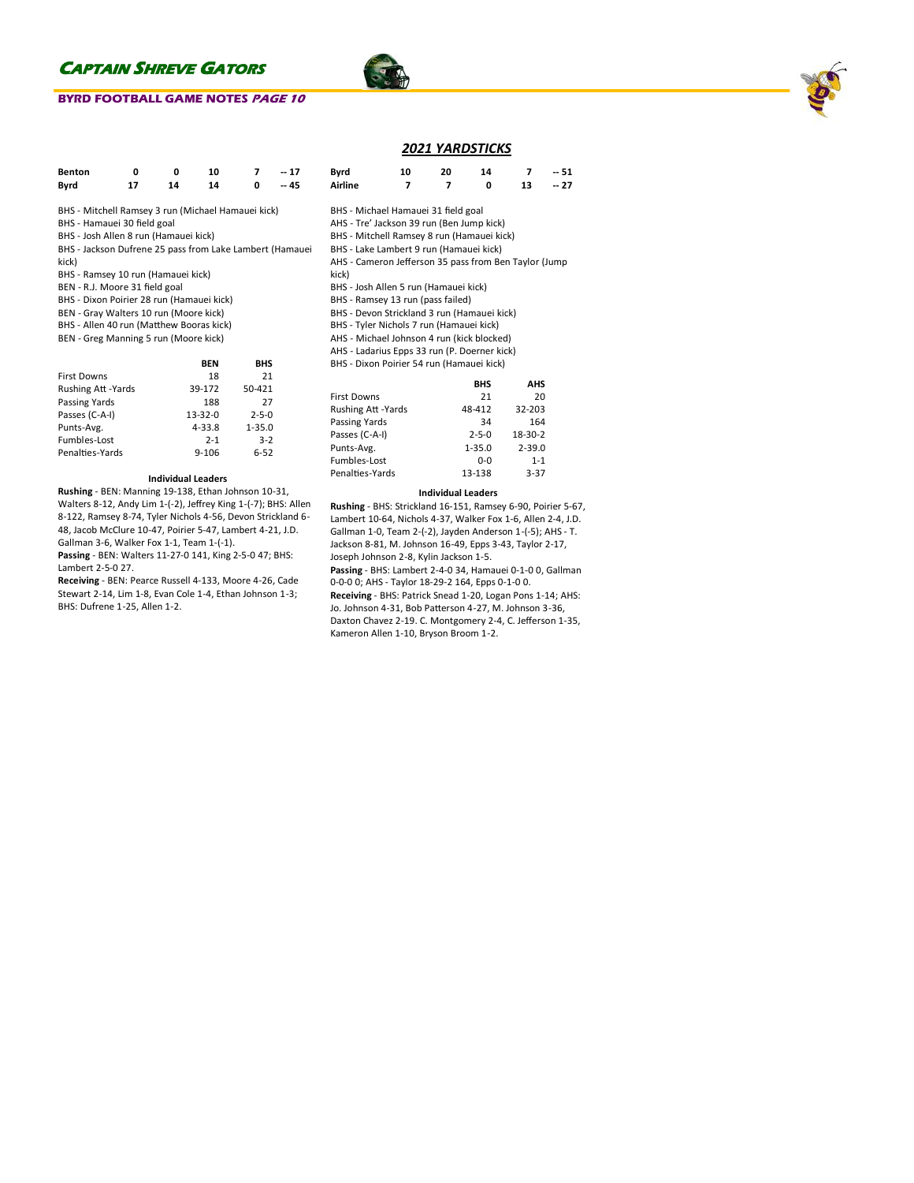## 2021 YARDSTICKS

| Benton | 0 | 0 | 10 | 7 | -- 17 |
|---|---|---|---|---|---|
| Byrd | 17 | 14 | 14 | 0 | -- 45 |

BHS - Mitchell Ramsey 3 run (Michael Hamauei kick)
BHS - Hamauei 30 field goal
BHS - Josh Allen 8 run (Hamauei kick)
BHS - Jackson Dufrene 25 pass from Lake Lambert (Hamauei kick)
BHS - Ramsey 10 run (Hamauei kick)
BEN - R.J. Moore 31 field goal
BHS - Dixon Poirier 28 run (Hamauei kick)
BEN - Gray Walters 10 run (Moore kick)
BHS - Allen 40 run (Matthew Booras kick)
BEN - Greg Manning 5 run (Moore kick)

| | BEN | BHS |
|---|---|---|
| First Downs | 18 | 21 |
| Rushing Att -Yards | 39-172 | 50-421 |
| Passing Yards | 188 | 27 |
| Passes (C-A-I) | 13-32-0 | 2-5-0 |
| Punts-Avg. | 4-33.8 | 1-35.0 |
| Fumbles-Lost | 2-1 | 3-2 |
| Penalties-Yards | 9-106 | 6-52 |

**Individual Leaders**

**Rushing** - BEN: Manning 19-138, Ethan Johnson 10-31, Walters 8-12, Andy Lim 1-(-2), Jeffrey King 1-(-7); BHS: Allen 8-122, Ramsey 8-74, Tyler Nichols 4-56, Devon Strickland 6-48, Jacob McClure 10-47, Poirier 5-47, Lambert 4-21, J.D. Gallman 3-6, Walker Fox 1-1, Team 1-(-1).

**Passing** - BEN: Walters 11-27-0 141, King 2-5-0 47; BHS: Lambert 2-5-0 27.

**Receiving** - BEN: Pearce Russell 4-133, Moore 4-26, Cade Stewart 2-14, Lim 1-8, Evan Cole 1-4, Ethan Johnson 1-3; BHS: Dufrene 1-25, Allen 1-2.

| Byrd | 10 | 20 | 14 | 7 | -- 51 |
|---|---|---|---|---|---|
| Airline | 7 | 7 | 0 | 13 | -- 27 |

BHS - Michael Hamauei 31 field goal
AHS - Tre' Jackson 39 run (Ben Jump kick)
BHS - Mitchell Ramsey 8 run (Hamauei kick)
BHS - Lake Lambert 9 run (Hamauei kick)
AHS - Cameron Jefferson 35 pass from Ben Taylor (Jump kick)
BHS - Josh Allen 5 run (Hamauei kick)
BHS - Ramsey 13 run (pass failed)
BHS - Devon Strickland 3 run (Hamauei kick)
BHS - Tyler Nichols 7 run (Hamauei kick)
AHS - Michael Johnson 4 run (kick blocked)
AHS - Ladarius Epps 33 run (P. Doerner kick)
BHS - Dixon Poirier 54 run (Hamauei kick)

| | BHS | AHS |
|---|---|---|
| First Downs | 21 | 20 |
| Rushing Att -Yards | 48-412 | 32-203 |
| Passing Yards | 34 | 164 |
| Passes (C-A-I) | 2-5-0 | 18-30-2 |
| Punts-Avg. | 1-35.0 | 2-39.0 |
| Fumbles-Lost | 0-0 | 1-1 |
| Penalties-Yards | 13-138 | 3-37 |

**Individual Leaders**

**Rushing** - BHS: Strickland 16-151, Ramsey 6-90, Poirier 5-67, Lambert 10-64, Nichols 4-37, Walker Fox 1-6, Allen 2-4, J.D. Gallman 1-0, Team 2-(-2), Jayden Anderson 1-(-5); AHS - T. Jackson 8-81, M. Johnson 16-49, Epps 3-43, Taylor 2-17, Joseph Johnson 2-8, Kylin Jackson 1-5.

**Passing** - BHS: Lambert 2-4-0 34, Hamauei 0-1-0 0, Gallman 0-0-0 0; AHS - Taylor 18-29-2 164, Epps 0-1-0 0.

**Receiving** - BHS: Patrick Snead 1-20, Logan Pons 1-14; AHS: Jo. Johnson 4-31, Bob Patterson 4-27, M. Johnson 3-36, Daxton Chavez 2-19. C. Montgomery 2-4, C. Jefferson 1-35, Kameron Allen 1-10, Bryson Broom 1-2.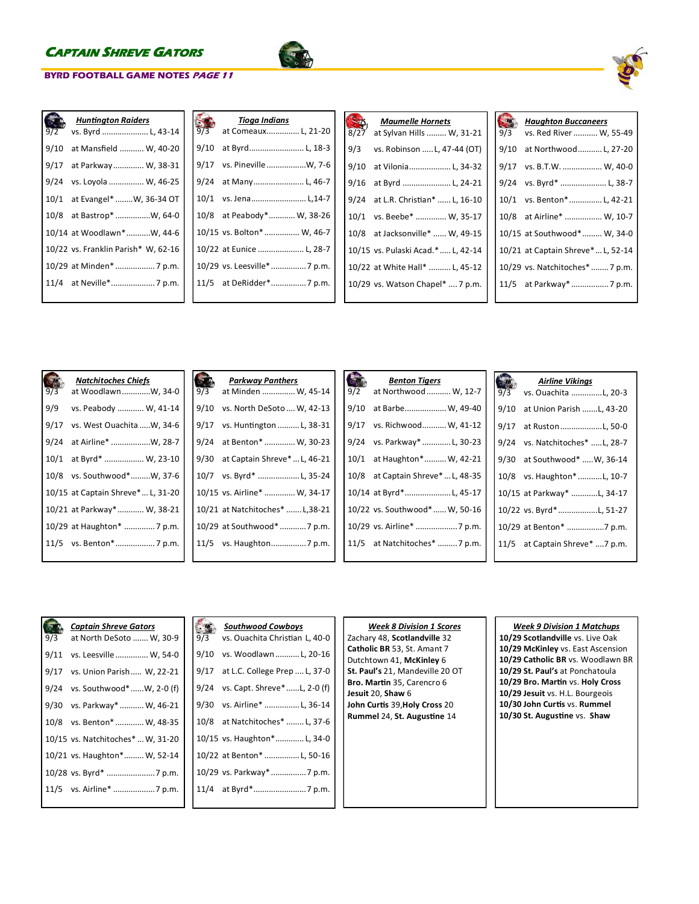## Captain Shreve Gators

**BYRD FOOTBALL GAME NOTES** ***PAGE 11***

### Huntington Raiders

| Date | Game | Result |
|---|---|---|
| 9/2 | vs. Byrd | L, 43-14 |
| 9/10 | at Mansfield | W, 40-20 |
| 9/17 | at Parkway | W, 38-31 |
| 9/24 | vs. Loyola | W, 46-25 |
| 10/1 | at Evangel* | W, 36-34 OT |
| 10/8 | at Bastrop* | W, 64-0 |
| 10/14 | at Woodlawn* | W, 44-6 |
| 10/22 | vs. Franklin Parish* | W, 62-16 |
| 10/29 | at Minden* | 7 p.m. |
| 11/4 | at Neville* | 7 p.m. |

### Tioga Indians

| Date | Game | Result |
|---|---|---|
| 9/3 | at Comeaux | L, 21-20 |
| 9/10 | at Byrd | L, 18-3 |
| 9/17 | vs. Pineville | W, 7-6 |
| 9/24 | at Many | L, 46-7 |
| 10/1 | vs. Jena | L,14-7 |
| 10/8 | at Peabody* | W, 38-26 |
| 10/15 | vs. Bolton* | W, 46-7 |
| 10/22 | at Eunice | L, 28-7 |
| 10/29 | vs. Leesville* | 7 p.m. |
| 11/5 | at DeRidder* | 7 p.m. |

### Maumelle Hornets

| Date | Game | Result |
|---|---|---|
| 8/27 | at Sylvan Hills | W, 31-21 |
| 9/3 | vs. Robinson | L, 47-44 (OT) |
| 9/10 | at Vilonia | L, 34-32 |
| 9/16 | at Byrd | L, 24-21 |
| 9/24 | at L.R. Christian* | L, 16-10 |
| 10/1 | vs. Beebe* | W, 35-17 |
| 10/8 | at Jacksonville* | W, 49-15 |
| 10/15 | vs. Pulaski Acad.* | L, 42-14 |
| 10/22 | at White Hall* | L, 45-12 |
| 10/29 | vs. Watson Chapel* | 7 p.m. |

### Haughton Buccaneers

| Date | Game | Result |
|---|---|---|
| 9/3 | vs. Red River | W, 55-49 |
| 9/10 | at Northwood | L, 27-20 |
| 9/17 | vs. B.T.W. | W, 40-0 |
| 9/24 | vs. Byrd* | L, 38-7 |
| 10/1 | vs. Benton* | L, 42-21 |
| 10/8 | at Airline* | W, 10-7 |
| 10/15 | at Southwood* | W, 34-0 |
| 10/21 | at Captain Shreve* | L, 52-14 |
| 10/29 | vs. Natchitoches* | 7 p.m. |
| 11/5 | at Parkway* | 7 p.m. |

### Natchitoches Chiefs

| Date | Game | Result |
|---|---|---|
| 9/3 | at Woodlawn | W, 34-0 |
| 9/9 | vs. Peabody | W, 41-14 |
| 9/17 | vs. West Ouachita | W, 34-6 |
| 9/24 | at Airline* | W, 28-7 |
| 10/1 | at Byrd* | W, 23-10 |
| 10/8 | vs. Southwood* | W, 37-6 |
| 10/15 | at Captain Shreve* | L, 31-20 |
| 10/21 | at Parkway* | W, 38-21 |
| 10/29 | at Haughton* | 7 p.m. |
| 11/5 | vs. Benton* | 7 p.m. |

### Parkway Panthers

| Date | Game | Result |
|---|---|---|
| 9/3 | at Minden | W, 45-14 |
| 9/10 | vs. North DeSoto | W, 42-13 |
| 9/17 | vs. Huntington | L, 38-31 |
| 9/24 | at Benton* | W, 30-23 |
| 9/30 | at Captain Shreve* | L, 46-21 |
| 10/7 | vs. Byrd* | L, 35-24 |
| 10/15 | vs. Airline* | W, 34-17 |
| 10/21 | at Natchitoches* | L,38-21 |
| 10/29 | at Southwood* | 7 p.m. |
| 11/5 | vs. Haughton | 7 p.m. |

### Benton Tigers

| Date | Game | Result |
|---|---|---|
| 9/2 | at Northwood | W, 12-7 |
| 9/10 | at Barbe | W, 49-40 |
| 9/17 | vs. Richwood | W, 41-12 |
| 9/24 | vs. Parkway* | L, 30-23 |
| 10/1 | at Haughton* | W, 42-21 |
| 10/8 | at Captain Shreve* | L, 48-35 |
| 10/14 | at Byrd* | L, 45-17 |
| 10/22 | vs. Southwood* | W, 50-16 |
| 10/29 | vs. Airline* | 7 p.m. |
| 11/5 | at Natchitoches* | 7 p.m. |

### Airline Vikings

| Date | Game | Result |
|---|---|---|
| 9/3 | vs. Ouachita | L, 20-3 |
| 9/10 | at Union Parish | L, 43-20 |
| 9/17 | at Ruston | L, 50-0 |
| 9/24 | vs. Natchitoches* | L, 28-7 |
| 9/30 | at Southwood* | W, 36-14 |
| 10/8 | vs. Haughton* | L, 10-7 |
| 10/15 | at Parkway* | L, 34-17 |
| 10/22 | vs. Byrd* | L, 51-27 |
| 10/29 | at Benton* | 7 p.m. |
| 11/5 | at Captain Shreve* | 7 p.m. |

### Captain Shreve Gators

| Date | Game | Result |
|---|---|---|
| 9/3 | at North DeSoto | W, 30-9 |
| 9/11 | vs. Leesville | W, 54-0 |
| 9/17 | vs. Union Parish | W, 22-21 |
| 9/24 | vs. Southwood* | W, 2-0 (f) |
| 9/30 | vs. Parkway* | W, 46-21 |
| 10/8 | vs. Benton* | W, 48-35 |
| 10/15 | vs. Natchitoches* | W, 31-20 |
| 10/21 | vs. Haughton* | W, 52-14 |
| 10/28 | vs. Byrd* | 7 p.m. |
| 11/5 | vs. Airline* | 7 p.m. |

### Southwood Cowboys

| Date | Game | Result |
|---|---|---|
| 9/3 | vs. Ouachita Christian | L, 40-0 |
| 9/10 | vs. Woodlawn | L, 20-16 |
| 9/17 | at L.C. College Prep | L, 37-0 |
| 9/24 | vs. Capt. Shreve* | L, 2-0 (f) |
| 9/30 | vs. Airline* | L, 36-14 |
| 10/8 | at Natchitoches* | L, 37-6 |
| 10/15 | vs. Haughton* | L, 34-0 |
| 10/22 | at Benton* | L, 50-16 |
| 10/29 | vs. Parkway* | 7 p.m. |
| 11/4 | at Byrd* | 7 p.m. |

### Week 8 Division 1 Scores

Zachary 48, **Scotlandville** 32
**Catholic BR** 53, St. Amant 7
Dutchtown 41, **McKinley** 6
**St. Paul's** 21, Mandeville 20 OT
**Bro. Martin** 35, Carencro 6
**Jesuit** 20, **Shaw** 6
**John Curtis** 39,**Holy Cross** 20
**Rummel** 24, **St. Augustine** 14

### Week 9 Division 1 Matchups

**10/29 Scotlandville** vs. Live Oak
**10/29 McKinley** vs. East Ascension
**10/29 Catholic BR** vs. Woodlawn BR
**10/29 St. Paul's** at Ponchatoula
**10/29 Bro. Martin** vs. **Holy Cross**
**10/29 Jesuit** vs. H.L. Bourgeois
**10/30 John Curtis** vs. **Rummel**
**10/30 St. Augustine** vs. **Shaw**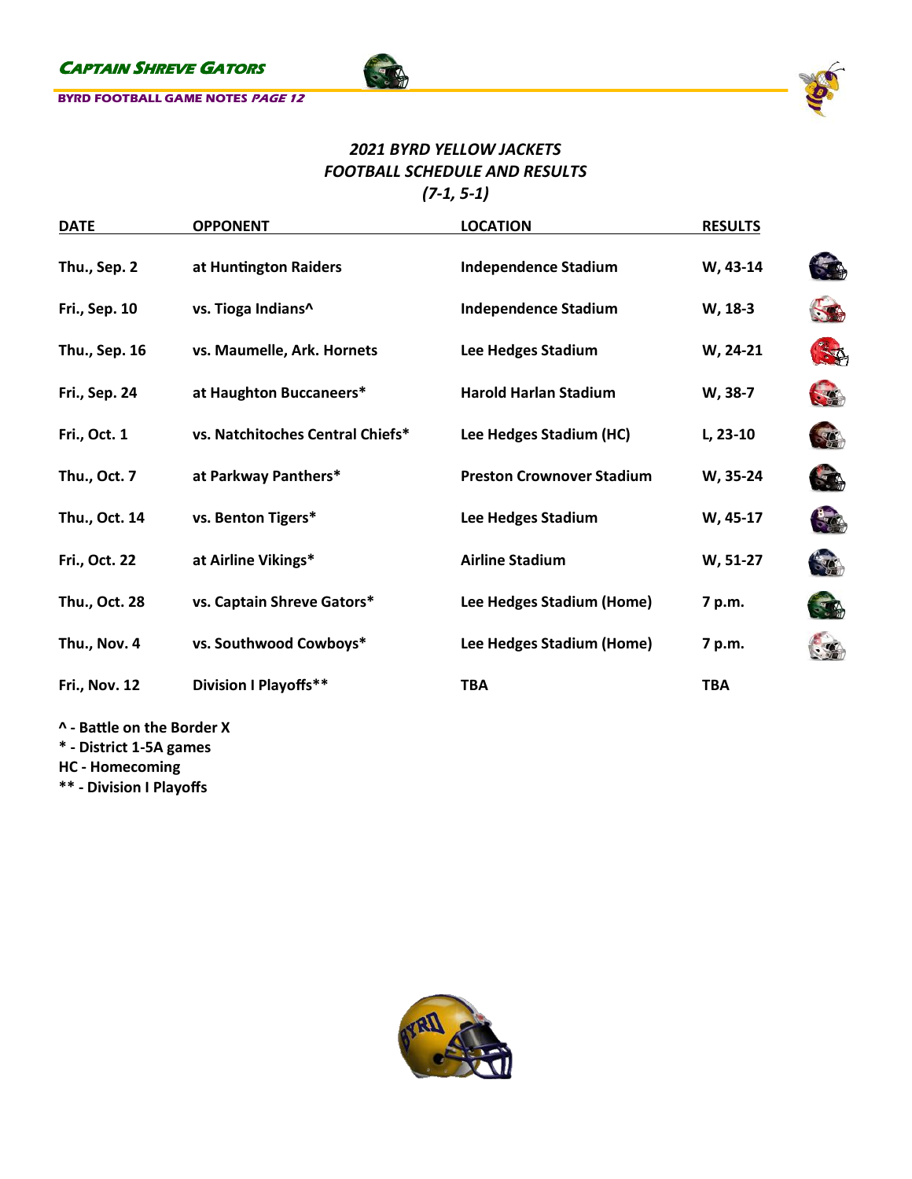## *2021 BYRD YELLOW JACKETS FOOTBALL SCHEDULE AND RESULTS*

*(7-1, 5-1)*

| DATE | OPPONENT | LOCATION | RESULTS |
|---|---|---|---|
| Thu., Sep. 2 | at Huntington Raiders | Independence Stadium | W, 43-14 |
| Fri., Sep. 10 | vs. Tioga Indians^ | Independence Stadium | W, 18-3 |
| Thu., Sep. 16 | vs. Maumelle, Ark. Hornets | Lee Hedges Stadium | W, 24-21 |
| Fri., Sep. 24 | at Haughton Buccaneers* | Harold Harlan Stadium | W, 38-7 |
| Fri., Oct. 1 | vs. Natchitoches Central Chiefs* | Lee Hedges Stadium (HC) | L, 23-10 |
| Thu., Oct. 7 | at Parkway Panthers* | Preston Crownover Stadium | W, 35-24 |
| Thu., Oct. 14 | vs. Benton Tigers* | Lee Hedges Stadium | W, 45-17 |
| Fri., Oct. 22 | at Airline Vikings* | Airline Stadium | W, 51-27 |
| Thu., Oct. 28 | vs. Captain Shreve Gators* | Lee Hedges Stadium (Home) | 7 p.m. |
| Thu., Nov. 4 | vs. Southwood Cowboys* | Lee Hedges Stadium (Home) | 7 p.m. |
| Fri., Nov. 12 | Division I Playoffs** | TBA | TBA |

**^ - Battle on the Border X**
**\* - District 1-5A games**
**HC - Homecoming**
**\*\* - Division I Playoffs**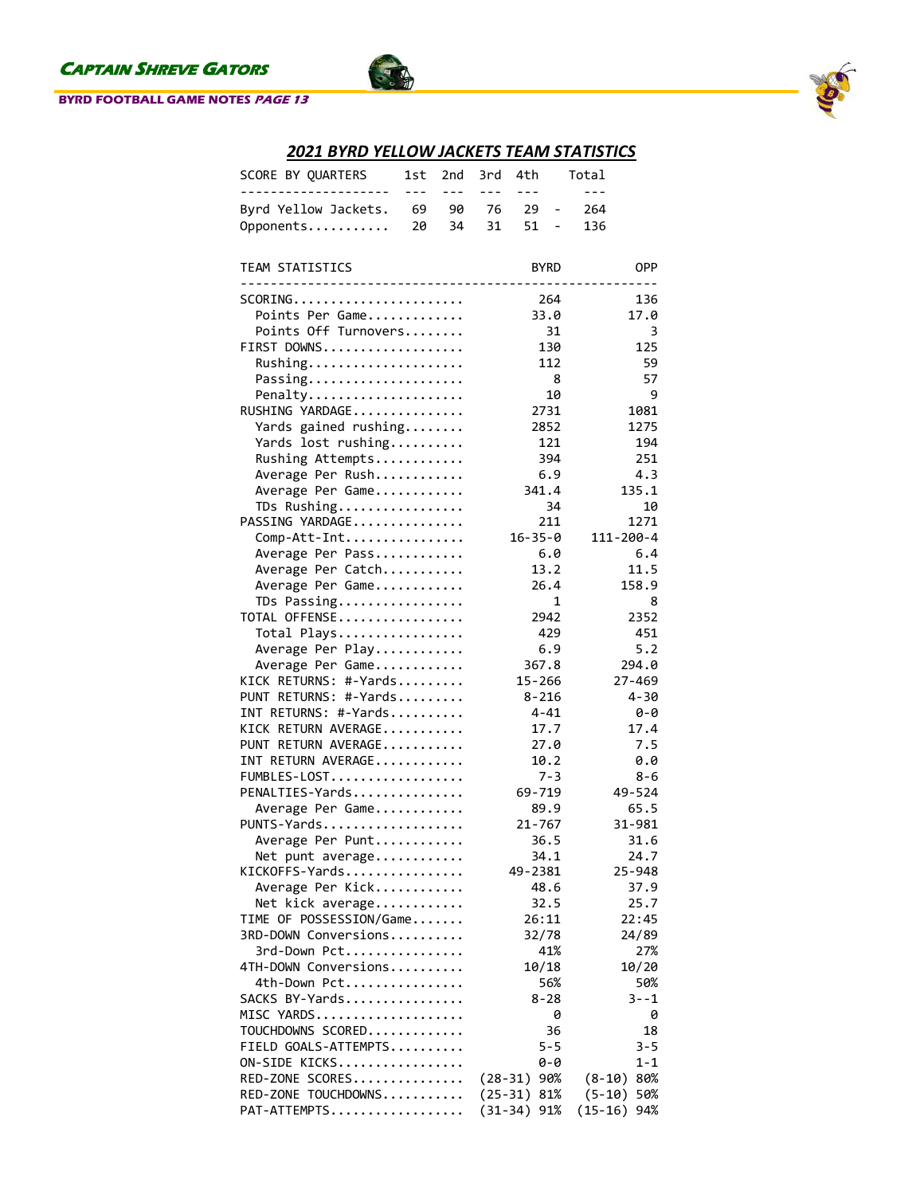## 2021 BYRD YELLOW JACKETS TEAM STATISTICS

| SCORE BY QUARTERS | 1st | 2nd | 3rd | 4th | | Total |
|---|---|---|---|---|---|---|
| Byrd Yellow Jackets. | 69 | 90 | 76 | 29 | - | 264 |
| Opponents........... | 20 | 34 | 31 | 51 | - | 136 |

| TEAM STATISTICS | BYRD | OPP |
|---|---|---|
| SCORING...................... | 264 | 136 |
| Points Per Game............ | 33.0 | 17.0 |
| Points Off Turnovers........ | 31 | 3 |
| FIRST DOWNS.................. | 130 | 125 |
| Rushing.................... | 112 | 59 |
| Passing.................... | 8 | 57 |
| Penalty.................... | 10 | 9 |
| RUSHING YARDAGE.............. | 2731 | 1081 |
| Yards gained rushing........ | 2852 | 1275 |
| Yards lost rushing.......... | 121 | 194 |
| Rushing Attempts............ | 394 | 251 |
| Average Per Rush............ | 6.9 | 4.3 |
| Average Per Game............ | 341.4 | 135.1 |
| TDs Rushing................ | 34 | 10 |
| PASSING YARDAGE.............. | 211 | 1271 |
| Comp-Att-Int................ | 16-35-0 | 111-200-4 |
| Average Per Pass............ | 6.0 | 6.4 |
| Average Per Catch........... | 13.2 | 11.5 |
| Average Per Game............ | 26.4 | 158.9 |
| TDs Passing................ | 1 | 8 |
| TOTAL OFFENSE................ | 2942 | 2352 |
| Total Plays................ | 429 | 451 |
| Average Per Play............ | 6.9 | 5.2 |
| Average Per Game............ | 367.8 | 294.0 |
| KICK RETURNS: #-Yards......... | 15-266 | 27-469 |
| PUNT RETURNS: #-Yards......... | 8-216 | 4-30 |
| INT RETURNS: #-Yards.......... | 4-41 | 0-0 |
| KICK RETURN AVERAGE........... | 17.7 | 17.4 |
| PUNT RETURN AVERAGE........... | 27.0 | 7.5 |
| INT RETURN AVERAGE............ | 10.2 | 0.0 |
| FUMBLES-LOST.................. | 7-3 | 8-6 |
| PENALTIES-Yards............... | 69-719 | 49-524 |
| Average Per Game............ | 89.9 | 65.5 |
| PUNTS-Yards................... | 21-767 | 31-981 |
| Average Per Punt............ | 36.5 | 31.6 |
| Net punt average............ | 34.1 | 24.7 |
| KICKOFFS-Yards................ | 49-2381 | 25-948 |
| Average Per Kick............ | 48.6 | 37.9 |
| Net kick average............ | 32.5 | 25.7 |
| TIME OF POSSESSION/Game....... | 26:11 | 22:45 |
| 3RD-DOWN Conversions.......... | 32/78 | 24/89 |
| 3rd-Down Pct............... | 41% | 27% |
| 4TH-DOWN Conversions.......... | 10/18 | 10/20 |
| 4th-Down Pct............... | 56% | 50% |
| SACKS BY-Yards................ | 8-28 | 3--1 |
| MISC YARDS.................... | 0 | 0 |
| TOUCHDOWNS SCORED............. | 36 | 18 |
| FIELD GOALS-ATTEMPTS.......... | 5-5 | 3-5 |
| ON-SIDE KICKS................. | 0-0 | 1-1 |
| RED-ZONE SCORES............... | (28-31) 90% | (8-10) 80% |
| RED-ZONE TOUCHDOWNS........... | (25-31) 81% | (5-10) 50% |
| PAT-ATTEMPTS.................. | (31-34) 91% | (15-16) 94% |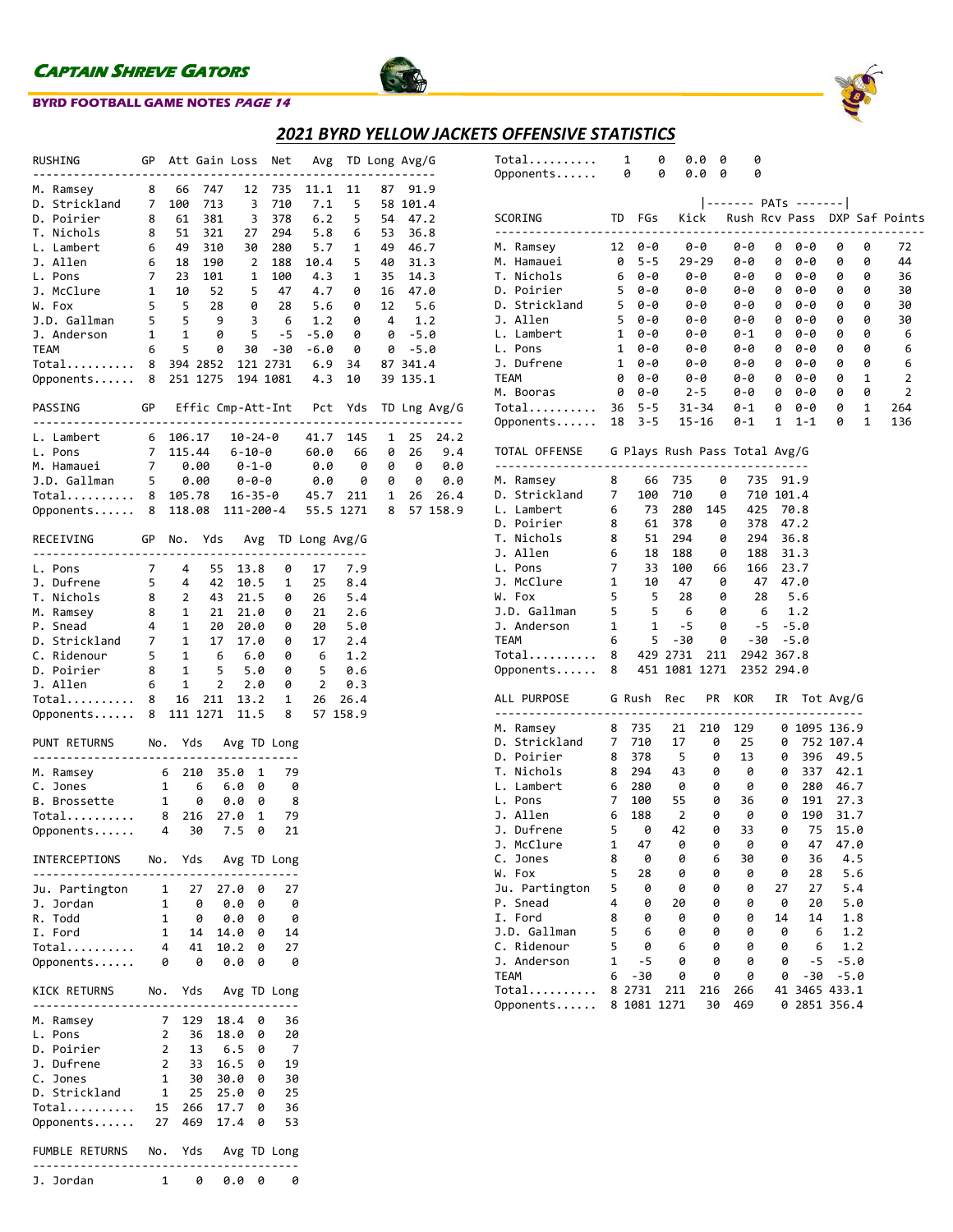# 2021 BYRD YELLOW JACKETS OFFENSIVE STATISTICS

| RUSHING | GP | Att | Gain | Loss | Net | Avg | TD | Long | Avg/G |
|---|---|---|---|---|---|---|---|---|---|
| M. Ramsey | 8 | 66 | 747 | 12 | 735 | 11.1 | 11 | 87 | 91.9 |
| D. Strickland | 7 | 100 | 713 | 3 | 710 | 7.1 | 5 | 58 | 101.4 |
| D. Poirier | 8 | 61 | 381 | 3 | 378 | 6.2 | 5 | 54 | 47.2 |
| T. Nichols | 8 | 51 | 321 | 27 | 294 | 5.8 | 6 | 53 | 36.8 |
| L. Lambert | 6 | 49 | 310 | 30 | 280 | 5.7 | 1 | 49 | 46.7 |
| J. Allen | 6 | 18 | 190 | 2 | 188 | 10.4 | 5 | 40 | 31.3 |
| L. Pons | 7 | 23 | 101 | 1 | 100 | 4.3 | 1 | 35 | 14.3 |
| J. McClure | 1 | 10 | 52 | 5 | 47 | 4.7 | 0 | 16 | 47.0 |
| W. Fox | 5 | 5 | 28 | 0 | 28 | 5.6 | 0 | 12 | 5.6 |
| J.D. Gallman | 5 | 5 | 9 | 3 | 6 | 1.2 | 0 | 4 | 1.2 |
| J. Anderson | 1 | 1 | 0 | 5 | -5 | -5.0 | 0 | 0 | -5.0 |
| TEAM | 6 | 5 | 0 | 30 | -30 | -6.0 | 0 | 0 | -5.0 |
| Total.......... | 8 | 394 | 2852 | 121 | 2731 | 6.9 | 34 | 87 | 341.4 |
| Opponents...... | 8 | 251 | 1275 | 194 | 1081 | 4.3 | 10 | 39 | 135.1 |

| PASSING | GP | Effic | Cmp-Att-Int | Pct | Yds | TD | Lng | Avg/G |
|---|---|---|---|---|---|---|---|---|
| L. Lambert | 6 | 106.17 | 10-24-0 | 41.7 | 145 | 1 | 25 | 24.2 |
| L. Pons | 7 | 115.44 | 6-10-0 | 60.0 | 66 | 0 | 26 | 9.4 |
| M. Hamauei | 7 | 0.00 | 0-1-0 | 0.0 | 0 | 0 | 0 | 0.0 |
| J.D. Gallman | 5 | 0.00 | 0-0-0 | 0.0 | 0 | 0 | 0 | 0.0 |
| Total.......... | 8 | 105.78 | 16-35-0 | 45.7 | 211 | 1 | 26 | 26.4 |
| Opponents...... | 8 | 118.08 | 111-200-4 | 55.5 | 1271 | 8 | 57 | 158.9 |

| RECEIVING | GP | No. | Yds | Avg | TD | Long | Avg/G |
|---|---|---|---|---|---|---|---|
| L. Pons | 7 | 4 | 55 | 13.8 | 0 | 17 | 7.9 |
| J. Dufrene | 5 | 4 | 42 | 10.5 | 1 | 25 | 8.4 |
| T. Nichols | 8 | 2 | 43 | 21.5 | 0 | 26 | 5.4 |
| M. Ramsey | 8 | 1 | 21 | 21.0 | 0 | 21 | 2.6 |
| P. Snead | 4 | 1 | 20 | 20.0 | 0 | 20 | 5.0 |
| D. Strickland | 7 | 1 | 17 | 17.0 | 0 | 17 | 2.4 |
| C. Ridenour | 5 | 1 | 6 | 6.0 | 0 | 6 | 1.2 |
| D. Poirier | 8 | 1 | 5 | 5.0 | 0 | 5 | 0.6 |
| J. Allen | 6 | 1 | 2 | 2.0 | 0 | 2 | 0.3 |
| Total.......... | 8 | 16 | 211 | 13.2 | 1 | 26 | 26.4 |
| Opponents...... | 8 | 111 | 1271 | 11.5 | 8 | 57 | 158.9 |

| PUNT RETURNS | No. | Yds | Avg | TD | Long |
|---|---|---|---|---|---|
| M. Ramsey | 6 | 210 | 35.0 | 1 | 79 |
| C. Jones | 1 | 6 | 6.0 | 0 | 0 |
| B. Brossette | 1 | 0 | 0.0 | 0 | 8 |
| Total.......... | 8 | 216 | 27.0 | 1 | 79 |
| Opponents...... | 4 | 30 | 7.5 | 0 | 21 |

| INTERCEPTIONS | No. | Yds | Avg | TD | Long |
|---|---|---|---|---|---|
| Ju. Partington | 1 | 27 | 27.0 | 0 | 27 |
| J. Jordan | 1 | 0 | 0.0 | 0 | 0 |
| R. Todd | 1 | 0 | 0.0 | 0 | 0 |
| I. Ford | 1 | 14 | 14.0 | 0 | 14 |
| Total.......... | 4 | 41 | 10.2 | 0 | 27 |
| Opponents...... | 0 | 0 | 0.0 | 0 | 0 |

| KICK RETURNS | No. | Yds | Avg | TD | Long |
|---|---|---|---|---|---|
| M. Ramsey | 7 | 129 | 18.4 | 0 | 36 |
| L. Pons | 2 | 36 | 18.0 | 0 | 20 |
| D. Poirier | 2 | 13 | 6.5 | 0 | 7 |
| J. Dufrene | 2 | 33 | 16.5 | 0 | 19 |
| C. Jones | 1 | 30 | 30.0 | 0 | 30 |
| D. Strickland | 1 | 25 | 25.0 | 0 | 25 |
| Total.......... | 15 | 266 | 17.7 | 0 | 36 |
| Opponents...... | 27 | 469 | 17.4 | 0 | 53 |

| FUMBLE RETURNS | No. | Yds | Avg | TD | Long |
|---|---|---|---|---|---|
| J. Jordan | 1 | 0 | 0.0 | 0 | 0 |
| Total.......... | 1 | 0 | 0.0 | 0 | 0 |
| Opponents...... | 0 | 0 | 0.0 | 0 | 0 |

| SCORING | TD | FGs | PATs Kick | PATs Rush | PATs Rcv | PATs Pass | DXP | Saf | Points |
|---|---|---|---|---|---|---|---|---|---|
| M. Ramsey | 12 | 0-0 | 0-0 | 0-0 | 0 | 0-0 | 0 | 0 | 72 |
| M. Hamauei | 0 | 5-5 | 29-29 | 0-0 | 0 | 0-0 | 0 | 0 | 44 |
| T. Nichols | 6 | 0-0 | 0-0 | 0-0 | 0 | 0-0 | 0 | 0 | 36 |
| D. Poirier | 5 | 0-0 | 0-0 | 0-0 | 0 | 0-0 | 0 | 0 | 30 |
| D. Strickland | 5 | 0-0 | 0-0 | 0-0 | 0 | 0-0 | 0 | 0 | 30 |
| J. Allen | 5 | 0-0 | 0-0 | 0-0 | 0 | 0-0 | 0 | 0 | 30 |
| L. Lambert | 1 | 0-0 | 0-0 | 0-1 | 0 | 0-0 | 0 | 0 | 6 |
| L. Pons | 1 | 0-0 | 0-0 | 0-0 | 0 | 0-0 | 0 | 0 | 6 |
| J. Dufrene | 1 | 0-0 | 0-0 | 0-0 | 0 | 0-0 | 0 | 0 | 6 |
| TEAM | 0 | 0-0 | 0-0 | 0-0 | 0 | 0-0 | 0 | 1 | 2 |
| M. Booras | 0 | 0-0 | 2-5 | 0-0 | 0 | 0-0 | 0 | 0 | 2 |
| Total.......... | 36 | 5-5 | 31-34 | 0-1 | 0 | 0-0 | 0 | 1 | 264 |
| Opponents...... | 18 | 3-5 | 15-16 | 0-1 | 1 | 1-1 | 0 | 1 | 136 |

| TOTAL OFFENSE | G | Plays | Rush | Pass | Total | Avg/G |
|---|---|---|---|---|---|---|
| M. Ramsey | 8 | 66 | 735 | 0 | 735 | 91.9 |
| D. Strickland | 7 | 100 | 710 | 0 | 710 | 101.4 |
| L. Lambert | 6 | 73 | 280 | 145 | 425 | 70.8 |
| D. Poirier | 8 | 61 | 378 | 0 | 378 | 47.2 |
| T. Nichols | 8 | 51 | 294 | 0 | 294 | 36.8 |
| J. Allen | 6 | 18 | 188 | 0 | 188 | 31.3 |
| L. Pons | 7 | 33 | 100 | 66 | 166 | 23.7 |
| J. McClure | 1 | 10 | 47 | 0 | 47 | 47.0 |
| W. Fox | 5 | 5 | 28 | 0 | 28 | 5.6 |
| J.D. Gallman | 5 | 5 | 6 | 0 | 6 | 1.2 |
| J. Anderson | 1 | 1 | -5 | 0 | -5 | -5.0 |
| TEAM | 6 | 5 | -30 | 0 | -30 | -5.0 |
| Total.......... | 8 | 429 | 2731 | 211 | 2942 | 367.8 |
| Opponents...... | 8 | 451 | 1081 | 1271 | 2352 | 294.0 |

| ALL PURPOSE | G | Rush | Rec | PR | KOR | IR | Tot | Avg/G |
|---|---|---|---|---|---|---|---|---|
| M. Ramsey | 8 | 735 | 21 | 210 | 129 | 0 | 1095 | 136.9 |
| D. Strickland | 7 | 710 | 17 | 0 | 25 | 0 | 752 | 107.4 |
| D. Poirier | 8 | 378 | 5 | 0 | 13 | 0 | 396 | 49.5 |
| T. Nichols | 8 | 294 | 43 | 0 | 0 | 0 | 337 | 42.1 |
| L. Lambert | 6 | 280 | 0 | 0 | 0 | 0 | 280 | 46.7 |
| L. Pons | 7 | 100 | 55 | 0 | 36 | 0 | 191 | 27.3 |
| J. Allen | 6 | 188 | 2 | 0 | 0 | 0 | 190 | 31.7 |
| J. Dufrene | 5 | 0 | 42 | 0 | 33 | 0 | 75 | 15.0 |
| J. McClure | 1 | 47 | 0 | 0 | 0 | 0 | 47 | 47.0 |
| C. Jones | 8 | 0 | 0 | 6 | 30 | 0 | 36 | 4.5 |
| W. Fox | 5 | 28 | 0 | 0 | 0 | 0 | 28 | 5.6 |
| Ju. Partington | 5 | 0 | 0 | 0 | 0 | 27 | 27 | 5.4 |
| P. Snead | 4 | 0 | 20 | 0 | 0 | 0 | 20 | 5.0 |
| I. Ford | 8 | 0 | 0 | 0 | 0 | 14 | 14 | 1.8 |
| J.D. Gallman | 5 | 6 | 0 | 0 | 0 | 0 | 6 | 1.2 |
| C. Ridenour | 5 | 0 | 6 | 0 | 0 | 0 | 6 | 1.2 |
| J. Anderson | 1 | -5 | 0 | 0 | 0 | 0 | -5 | -5.0 |
| TEAM | 6 | -30 | 0 | 0 | 0 | 0 | -30 | -5.0 |
| Total.......... | 8 | 2731 | 211 | 216 | 266 | 41 | 3465 | 433.1 |
| Opponents...... | 8 | 1081 | 1271 | 30 | 469 | 0 | 2851 | 356.4 |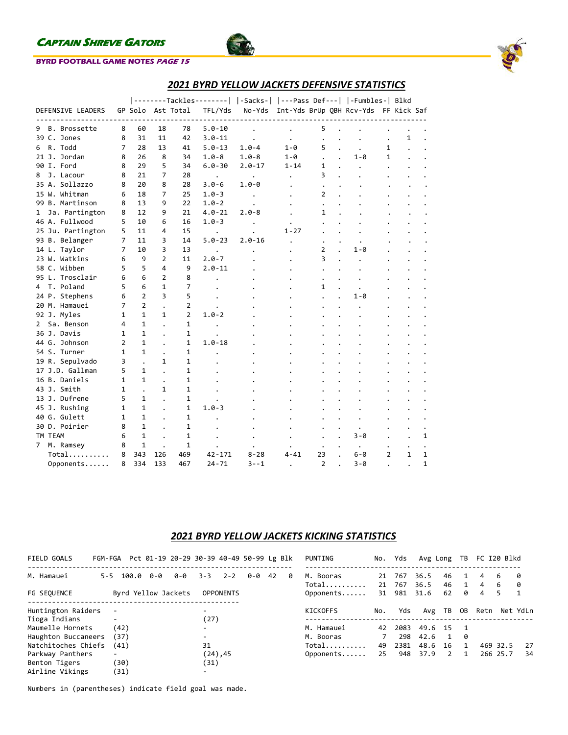## 2021 BYRD YELLOW JACKETS DEFENSIVE STATISTICS

| DEFENSIVE LEADERS | GP | Tackles Solo | Ast | Total | TFL/Yds | Sacks No-Yds | Pass Def Int-Yds | BrUp | QBH | Fumbles Rcv-Yds | FF | Blkd Kick | Saf |
|---|---|---|---|---|---|---|---|---|---|---|---|---|---|
| 9 B. Brossette | 8 | 60 | 18 | 78 | 5.0-10 | . | . | 5 | . | . | . | . | . |
| 39 C. Jones | 8 | 31 | 11 | 42 | 3.0-11 | . | . | . | . | . | . | 1 | . |
| 6 R. Todd | 7 | 28 | 13 | 41 | 5.0-13 | 1.0-4 | 1-0 | 5 | . | . | 1 | . | . |
| 21 J. Jordan | 8 | 26 | 8 | 34 | 1.0-8 | 1.0-8 | 1-0 | . | . | 1-0 | 1 | . | . |
| 90 I. Ford | 8 | 29 | 5 | 34 | 6.0-30 | 2.0-17 | 1-14 | 1 | . | . | . | . | . |
| 8 J. Lacour | 8 | 21 | 7 | 28 | . | . | . | 3 | . | . | . | . | . |
| 35 A. Sollazzo | 8 | 20 | 8 | 28 | 3.0-6 | 1.0-0 | . | . | . | . | . | . | . |
| 15 W. Whitman | 6 | 18 | 7 | 25 | 1.0-3 | . | . | 2 | . | . | . | . | . |
| 99 B. Martinson | 8 | 13 | 9 | 22 | 1.0-2 | . | . | . | . | . | . | . | . |
| 1 Ja. Partington | 8 | 12 | 9 | 21 | 4.0-21 | 2.0-8 | . | 1 | . | . | . | . | . |
| 46 A. Fullwood | 5 | 10 | 6 | 16 | 1.0-3 | . | . | . | . | . | . | . | . |
| 25 Ju. Partington | 5 | 11 | 4 | 15 | . | . | 1-27 | . | . | . | . | . | . |
| 93 B. Belanger | 7 | 11 | 3 | 14 | 5.0-23 | 2.0-16 | . | . | . | . | . | . | . |
| 14 L. Taylor | 7 | 10 | 3 | 13 | . | . | . | 2 | . | 1-0 | . | . | . |
| 23 W. Watkins | 6 | 9 | 2 | 11 | 2.0-7 | . | . | 3 | . | . | . | . | . |
| 58 C. Wibben | 5 | 5 | 4 | 9 | 2.0-11 | . | . | . | . | . | . | . | . |
| 95 L. Trosclair | 6 | 6 | 2 | 8 | . | . | . | . | . | . | . | . | . |
| 4 T. Poland | 5 | 6 | 1 | 7 | . | . | . | 1 | . | . | . | . | . |
| 24 P. Stephens | 6 | 2 | 3 | 5 | . | . | . | . | . | 1-0 | . | . | . |
| 20 M. Hamauei | 7 | 2 | . | 2 | . | . | . | . | . | . | . | . | . |
| 92 J. Myles | 1 | 1 | 1 | 2 | 1.0-2 | . | . | . | . | . | . | . | . |
| 2 Sa. Benson | 4 | 1 | . | 1 | . | . | . | . | . | . | . | . | . |
| 36 J. Davis | 1 | 1 | . | 1 | . | . | . | . | . | . | . | . | . |
| 44 G. Johnson | 2 | 1 | . | 1 | 1.0-18 | . | . | . | . | . | . | . | . |
| 54 S. Turner | 1 | 1 | . | 1 | . | . | . | . | . | . | . | . | . |
| 19 R. Sepulvado | 3 | . | 1 | 1 | . | . | . | . | . | . | . | . | . |
| 17 J.D. Gallman | 5 | 1 | . | 1 | . | . | . | . | . | . | . | . | . |
| 16 B. Daniels | 1 | 1 | . | 1 | . | . | . | . | . | . | . | . | . |
| 43 J. Smith | 1 | . | 1 | 1 | . | . | . | . | . | . | . | . | . |
| 13 J. Dufrene | 5 | 1 | . | 1 | . | . | . | . | . | . | . | . | . |
| 45 J. Rushing | 1 | 1 | . | 1 | 1.0-3 | . | . | . | . | . | . | . | . |
| 40 G. Gulett | 1 | 1 | . | 1 | . | . | . | . | . | . | . | . | . |
| 30 D. Poirier | 8 | 1 | . | 1 | . | . | . | . | . | . | . | . | . |
| TM TEAM | 6 | 1 | . | 1 | . | . | . | . | . | 3-0 | . | . | 1 |
| 7 M. Ramsey | 8 | 1 | . | 1 | . | . | . | . | . | . | . | . | . |
| Total.......... | 8 | 343 | 126 | 469 | 42-171 | 8-28 | 4-41 | 23 | . | 6-0 | 2 | 1 | 1 |
| Opponents...... | 8 | 334 | 133 | 467 | 24-71 | 3--1 | . | 2 | . | 3-0 | . | . | 1 |

## 2021 BYRD YELLOW JACKETS KICKING STATISTICS

| FIELD GOALS | FGM-FGA | Pct | 01-19 | 20-29 | 30-39 | 40-49 | 50-99 | Lg | Blk |
|---|---|---|---|---|---|---|---|---|---|
| M. Hamauei | 5-5 | 100.0 | 0-0 | 0-0 | 3-3 | 2-2 | 0-0 | 42 | 0 |

| FG SEQUENCE | Byrd Yellow Jackets | OPPONENTS |
|---|---|---|
| Huntington Raiders | - | - |
| Tioga Indians | - | (27) |
| Maumelle Hornets | (42) | - |
| Haughton Buccaneers | (37) | - |
| Natchitoches Chiefs | (41) | 31 |
| Parkway Panthers | - | (24),45 |
| Benton Tigers | (30) | (31) |
| Airline Vikings | (31) | - |

Numbers in (parentheses) indicate field goal was made.

| PUNTING | No. | Yds | Avg | Long | TB | FC | I20 | Blkd |
|---|---|---|---|---|---|---|---|---|
| M. Booras | 21 | 767 | 36.5 | 46 | 1 | 4 | 6 | 0 |
| Total.......... | 21 | 767 | 36.5 | 46 | 1 | 4 | 6 | 0 |
| Opponents...... | 31 | 981 | 31.6 | 62 | 0 | 4 | 5 | 1 |

| KICKOFFS | No. | Yds | Avg | TB | OB | Retn | Net | YdLn |
|---|---|---|---|---|---|---|---|---|
| M. Hamauei | 42 | 2083 | 49.6 | 15 | 1 | | | |
| M. Booras | 7 | 298 | 42.6 | 1 | 0 | | | |
| Total.......... | 49 | 2381 | 48.6 | 16 | 1 | 469 | 32.5 | 27 |
| Opponents...... | 25 | 948 | 37.9 | 2 | 1 | 266 | 25.7 | 34 |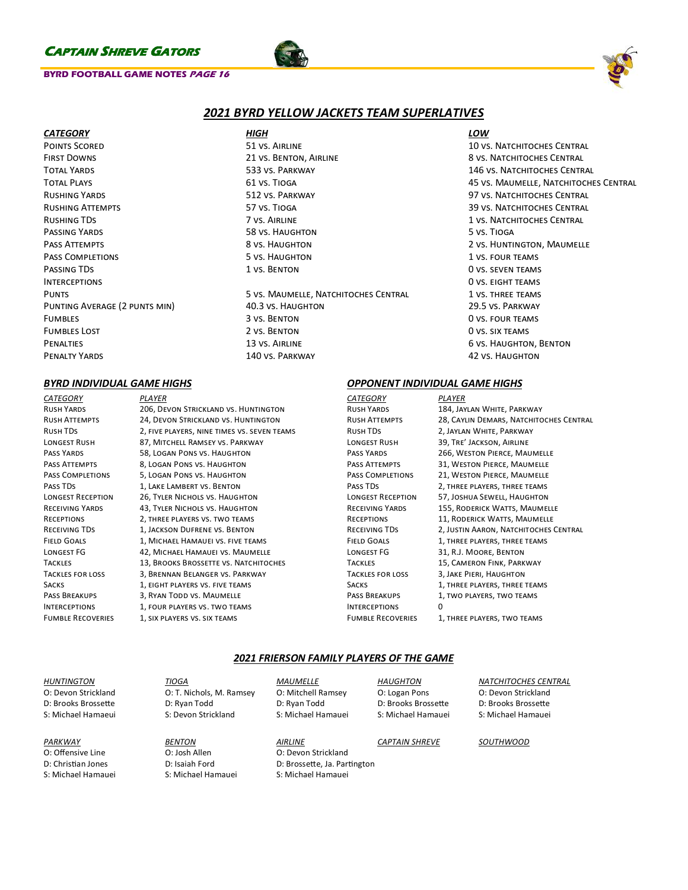## 2021 BYRD YELLOW JACKETS TEAM SUPERLATIVES

| CATEGORY | HIGH | LOW |
|---|---|---|
| Points Scored | 51 vs. Airline | 10 vs. Natchitoches Central |
| First Downs | 21 vs. Benton, Airline | 8 vs. Natchitoches Central |
| Total Yards | 533 vs. Parkway | 146 vs. Natchitoches Central |
| Total Plays | 61 vs. Tioga | 45 vs. Maumelle, Natchitoches Central |
| Rushing Yards | 512 vs. Parkway | 97 vs. Natchitoches Central |
| Rushing Attempts | 57 vs. Tioga | 39 vs. Natchitoches Central |
| Rushing TDs | 7 vs. Airline | 1 vs. Natchitoches Central |
| Passing Yards | 58 vs. Haughton | 5 vs. Tioga |
| Pass Attempts | 8 vs. Haughton | 2 vs. Huntington, Maumelle |
| Pass Completions | 5 vs. Haughton | 1 vs. four teams |
| Passing TDs | 1 vs. Benton | 0 vs. seven teams |
| Interceptions | | 0 vs. eight teams |
| Punts | 5 vs. Maumelle, Natchitoches Central | 1 vs. three teams |
| Punting Average (2 punts min) | 40.3 vs. Haughton | 29.5 vs. Parkway |
| Fumbles | 3 vs. Benton | 0 vs. four teams |
| Fumbles Lost | 2 vs. Benton | 0 vs. six teams |
| Penalties | 13 vs. Airline | 6 vs. Haughton, Benton |
| Penalty Yards | 140 vs. Parkway | 42 vs. Haughton |

### BYRD INDIVIDUAL GAME HIGHS

| CATEGORY | PLAYER |
|---|---|
| Rush Yards | 206, Devon Strickland vs. Huntington |
| Rush Attempts | 24, Devon Strickland vs. Huntington |
| Rush TDs | 2, five players, nine times vs. seven teams |
| Longest Rush | 87, Mitchell Ramsey vs. Parkway |
| Pass Yards | 58, Logan Pons vs. Haughton |
| Pass Attempts | 8, Logan Pons vs. Haughton |
| Pass Completions | 5, Logan Pons vs. Haughton |
| Pass TDs | 1, Lake Lambert vs. Benton |
| Longest Reception | 26, Tyler Nichols vs. Haughton |
| Receiving Yards | 43, Tyler Nichols vs. Haughton |
| Receptions | 2, three players vs. two teams |
| Receiving TDs | 1, Jackson Dufrene vs. Benton |
| Field Goals | 1, Michael Hamauei vs. five teams |
| Longest FG | 42, Michael Hamauei vs. Maumelle |
| Tackles | 13, Brooks Brossette vs. Natchitoches |
| Tackles for Loss | 3, Brennan Belanger vs. Parkway |
| Sacks | 1, eight players vs. five teams |
| Pass Breakups | 3, Ryan Todd vs. Maumelle |
| Interceptions | 1, four players vs. two teams |
| Fumble Recoveries | 1, six players vs. six teams |

### OPPONENT INDIVIDUAL GAME HIGHS

| CATEGORY | PLAYER |
|---|---|
| Rush Yards | 184, Jaylan White, Parkway |
| Rush Attempts | 28, Caylin Demars, Natchitoches Central |
| Rush TDs | 2, Jaylan White, Parkway |
| Longest Rush | 39, Tre' Jackson, Airline |
| Pass Yards | 266, Weston Pierce, Maumelle |
| Pass Attempts | 31, Weston Pierce, Maumelle |
| Pass Completions | 21, Weston Pierce, Maumelle |
| Pass TDs | 2, three players, three teams |
| Longest Reception | 57, Joshua Sewell, Haughton |
| Receiving Yards | 155, Roderick Watts, Maumelle |
| Receptions | 11, Roderick Watts, Maumelle |
| Receiving TDs | 2, Justin Aaron, Natchitoches Central |
| Field Goals | 1, three players, three teams |
| Longest FG | 31, R.J. Moore, Benton |
| Tackles | 15, Cameron Fink, Parkway |
| Tackles for Loss | 3, Jake Pieri, Haughton |
| Sacks | 1, three players, three teams |
| Pass Breakups | 1, two players, two teams |
| Interceptions | 0 |
| Fumble Recoveries | 1, three players, two teams |

### 2021 FRIERSON FAMILY PLAYERS OF THE GAME

| HUNTINGTON | TIOGA | MAUMELLE | HAUGHTON | NATCHITOCHES CENTRAL |
|---|---|---|---|---|
| O: Devon Strickland | O: T. Nichols, M. Ramsey | O: Mitchell Ramsey | O: Logan Pons | O: Devon Strickland |
| D: Brooks Brossette | D: Ryan Todd | D: Ryan Todd | D: Brooks Brossette | D: Brooks Brossette |
| S: Michael Hamaeui | S: Devon Strickland | S: Michael Hamauei | S: Michael Hamauei | S: Michael Hamauei |

| PARKWAY | BENTON | AIRLINE | CAPTAIN SHREVE | SOUTHWOOD |
|---|---|---|---|---|
| O: Offensive Line | O: Josh Allen | O: Devon Strickland | | |
| D: Christian Jones | D: Isaiah Ford | D: Brossette, Ja. Partington | | |
| S: Michael Hamauei | S: Michael Hamauei | S: Michael Hamauei | | |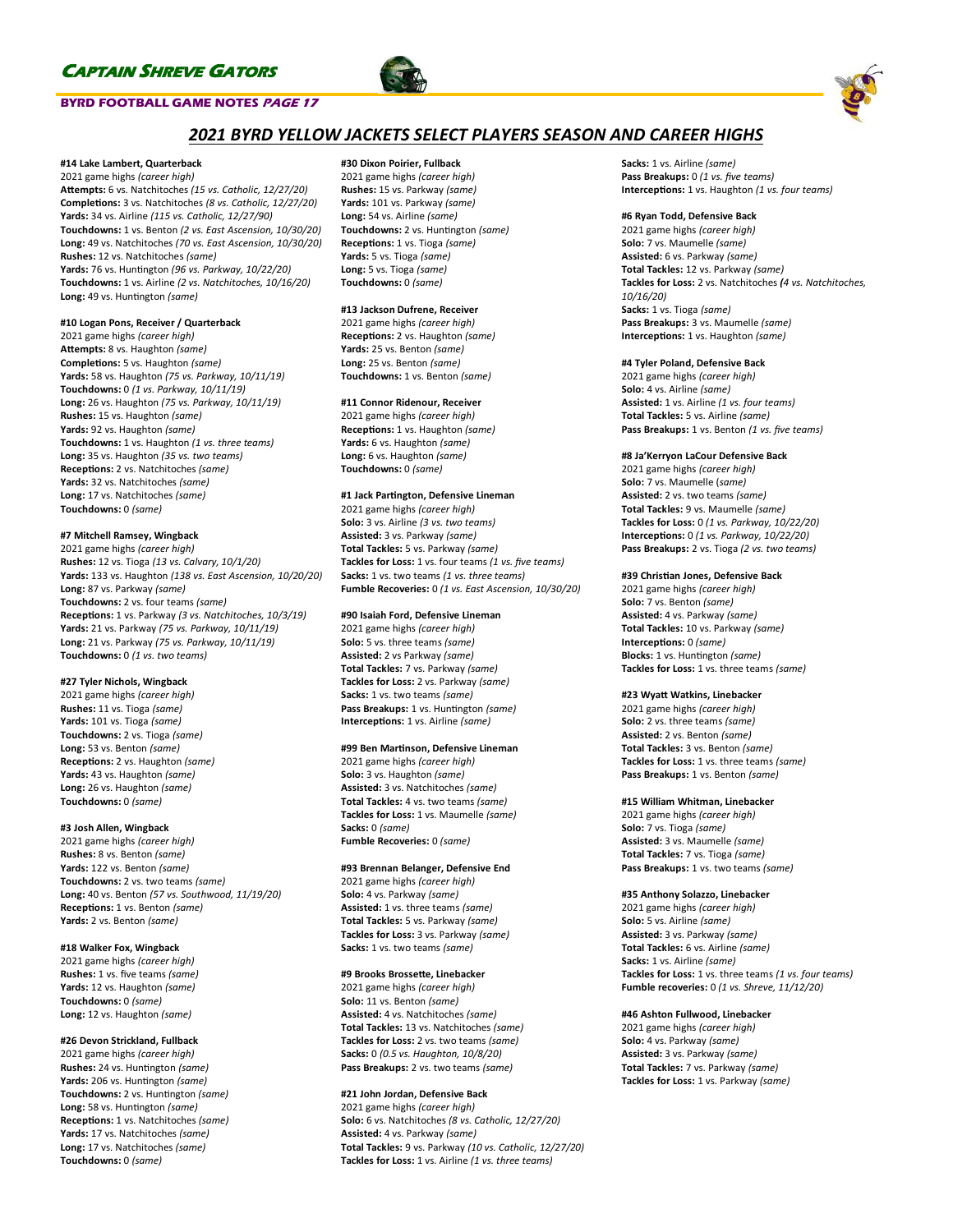## *2021 BYRD YELLOW JACKETS SELECT PLAYERS SEASON AND CAREER HIGHS*

**#14 Lake Lambert, Quarterback**
2021 game highs *(career high)*
**Attempts:** 6 vs. Natchitoches *(15 vs. Catholic, 12/27/20)*
**Completions:** 3 vs. Natchitoches *(8 vs. Catholic, 12/27/20)*
**Yards:** 34 vs. Airline *(115 vs. Catholic, 12/27/90)*
**Touchdowns:** 1 vs. Benton *(2 vs. East Ascension, 10/30/20)*
**Long:** 49 vs. Natchitoches *(70 vs. East Ascension, 10/30/20)*
**Rushes:** 12 vs. Natchitoches *(same)*
**Yards:** 76 vs. Huntington *(96 vs. Parkway, 10/22/20)*
**Touchdowns:** 1 vs. Airline *(2 vs. Natchitoches, 10/16/20)*
**Long:** 49 vs. Huntington *(same)*

**#10 Logan Pons, Receiver / Quarterback**
2021 game highs *(career high)*
**Attempts:** 8 vs. Haughton *(same)*
**Completions:** 5 vs. Haughton *(same)*
**Yards:** 58 vs. Haughton *(75 vs. Parkway, 10/11/19)*
**Touchdowns:** 0 *(1 vs. Parkway, 10/11/19)*
**Long:** 26 vs. Haughton *(75 vs. Parkway, 10/11/19)*
**Rushes:** 15 vs. Haughton *(same)*
**Yards:** 92 vs. Haughton *(same)*
**Touchdowns:** 1 vs. Haughton *(1 vs. three teams)*
**Long:** 35 vs. Haughton *(35 vs. two teams)*
**Receptions:** 2 vs. Natchitoches *(same)*
**Yards:** 32 vs. Natchitoches *(same)*
**Long:** 17 vs. Natchitoches *(same)*
**Touchdowns:** 0 *(same)*

**#7 Mitchell Ramsey, Wingback**
2021 game highs *(career high)*
**Rushes:** 12 vs. Tioga *(13 vs. Calvary, 10/1/20)*
**Yards:** 133 vs. Haughton *(138 vs. East Ascension, 10/20/20)*
**Long:** 87 vs. Parkway *(same)*
**Touchdowns:** 2 vs. four teams *(same)*
**Receptions:** 1 vs. Parkway *(3 vs. Natchitoches, 10/3/19)*
**Yards:** 21 vs. Parkway *(75 vs. Parkway, 10/11/19)*
**Long:** 21 vs. Parkway *(75 vs. Parkway, 10/11/19)*
**Touchdowns:** 0 *(1 vs. two teams)*

**#27 Tyler Nichols, Wingback**
2021 game highs *(career high)*
**Rushes:** 11 vs. Tioga *(same)*
**Yards:** 101 vs. Tioga *(same)*
**Touchdowns:** 2 vs. Tioga *(same)*
**Long:** 53 vs. Benton *(same)*
**Receptions:** 2 vs. Haughton *(same)*
**Yards:** 43 vs. Haughton *(same)*
**Long:** 26 vs. Haughton *(same)*
**Touchdowns:** 0 *(same)*

**#3 Josh Allen, Wingback**
2021 game highs *(career high)*
**Rushes:** 8 vs. Benton *(same)*
**Yards:** 122 vs. Benton *(same)*
**Touchdowns:** 2 vs. two teams *(same)*
**Long:** 40 vs. Benton *(57 vs. Southwood, 11/19/20)*
**Receptions:** 1 vs. Benton *(same)*
**Yards:** 2 vs. Benton *(same)*

**#18 Walker Fox, Wingback**
2021 game highs *(career high)*
**Rushes:** 1 vs. five teams *(same)*
**Yards:** 12 vs. Haughton *(same)*
**Touchdowns:** 0 *(same)*
**Long:** 12 vs. Haughton *(same)*

**#26 Devon Strickland, Fullback**
2021 game highs *(career high)*
**Rushes:** 24 vs. Huntington *(same)*
**Yards:** 206 vs. Huntington *(same)*
**Touchdowns:** 2 vs. Huntington *(same)*
**Long:** 58 vs. Huntington *(same)*
**Receptions:** 1 vs. Natchitoches *(same)*
**Yards:** 17 vs. Natchitoches *(same)*
**Long:** 17 vs. Natchitoches *(same)*
**Touchdowns:** 0 *(same)*

**#30 Dixon Poirier, Fullback**
2021 game highs *(career high)*
**Rushes:** 15 vs. Parkway *(same)*
**Yards:** 101 vs. Parkway *(same)*
**Long:** 54 vs. Airline *(same)*
**Touchdowns:** 2 vs. Huntington *(same)*
**Receptions:** 1 vs. Tioga *(same)*
**Yards:** 5 vs. Tioga *(same)*
**Long:** 5 vs. Tioga *(same)*
**Touchdowns:** 0 *(same)*

**#13 Jackson Dufrene, Receiver**
2021 game highs *(career high)*
**Receptions:** 2 vs. Haughton *(same)*
**Yards:** 25 vs. Benton *(same)*
**Long:** 25 vs. Benton *(same)*
**Touchdowns:** 1 vs. Benton *(same)*

**#11 Connor Ridenour, Receiver**
2021 game highs *(career high)*
**Receptions:** 1 vs. Haughton *(same)*
**Yards:** 6 vs. Haughton *(same)*
**Long:** 6 vs. Haughton *(same)*
**Touchdowns:** 0 *(same)*

**#1 Jack Partington, Defensive Lineman**
2021 game highs *(career high)*
**Solo:** 3 vs. Airline *(3 vs. two teams)*
**Assisted:** 3 vs. Parkway *(same)*
**Total Tackles:** 5 vs. Parkway *(same)*
**Tackles for Loss:** 1 vs. four teams *(1 vs. five teams)*
**Sacks:** 1 vs. two teams *(1 vs. three teams)*
**Fumble Recoveries:** 0 *(1 vs. East Ascension, 10/30/20)*

**#90 Isaiah Ford, Defensive Lineman**
2021 game highs *(career high)*
**Solo:** 5 vs. three teams *(same)*
**Assisted:** 2 vs Parkway *(same)*
**Total Tackles:** 7 vs. Parkway *(same)*
**Tackles for Loss:** 2 vs. Parkway *(same)*
**Sacks:** 1 vs. two teams *(same)*
**Pass Breakups:** 1 vs. Huntington *(same)*
**Interceptions:** 1 vs. Airline *(same)*

**#99 Ben Martinson, Defensive Lineman**
2021 game highs *(career high)*
**Solo:** 3 vs. Haughton *(same)*
**Assisted:** 3 vs. Natchitoches *(same)*
**Total Tackles:** 4 vs. two teams *(same)*
**Tackles for Loss:** 1 vs. Maumelle *(same)*
**Sacks:** 0 *(same)*
**Fumble Recoveries:** 0 *(same)*

**#93 Brennan Belanger, Defensive End**
2021 game highs *(career high)*
**Solo:** 4 vs. Parkway *(same)*
**Assisted:** 1 vs. three teams *(same)*
**Total Tackles:** 5 vs. Parkway *(same)*
**Tackles for Loss:** 3 vs. Parkway *(same)*
**Sacks:** 1 vs. two teams *(same)*

**#9 Brooks Brossette, Linebacker**
2021 game highs *(career high)*
**Solo:** 11 vs. Benton *(same)*
**Assisted:** 4 vs. Natchitoches *(same)*
**Total Tackles:** 13 vs. Natchitoches *(same)*
**Tackles for Loss:** 2 vs. two teams *(same)*
**Sacks:** 0 *(0.5 vs. Haughton, 10/8/20)*
**Pass Breakups:** 2 vs. two teams *(same)*

**#21 John Jordan, Defensive Back**
2021 game highs *(career high)*
**Solo:** 6 vs. Natchitoches *(8 vs. Catholic, 12/27/20)*
**Assisted:** 4 vs. Parkway *(same)*
**Total Tackles:** 9 vs. Parkway *(10 vs. Catholic, 12/27/20)*
**Tackles for Loss:** 1 vs. Airline *(1 vs. three teams)*
**Sacks:** 1 vs. Airline *(same)*
**Pass Breakups:** 0 *(1 vs. five teams)*
**Interceptions:** 1 vs. Haughton *(1 vs. four teams)*

**#6 Ryan Todd, Defensive Back**
2021 game highs *(career high)*
**Solo:** 7 vs. Maumelle *(same)*
**Assisted:** 6 vs. Parkway *(same)*
**Total Tackles:** 12 vs. Parkway *(same)*
**Tackles for Loss:** 2 vs. Natchitoches ***(**4 vs. Natchitoches, 10/16/20)*
**Sacks:** 1 vs. Tioga *(same)*
**Pass Breakups:** 3 vs. Maumelle *(same)*
**Interceptions:** 1 vs. Haughton *(same)*

**#4 Tyler Poland, Defensive Back**
2021 game highs *(career high)*
**Solo:** 4 vs. Airline *(same)*
**Assisted:** 1 vs. Airline *(1 vs. four teams)*
**Total Tackles:** 5 vs. Airline *(same)*
**Pass Breakups:** 1 vs. Benton *(1 vs. five teams)*

**#8 Ja'Kerryon LaCour Defensive Back**
2021 game highs *(career high)*
**Solo:** 7 vs. Maumelle (*same)*
**Assisted:** 2 vs. two teams *(same)*
**Total Tackles:** 9 vs. Maumelle *(same)*
**Tackles for Loss:** 0 *(1 vs. Parkway, 10/22/20)*
**Interceptions:** 0 *(1 vs. Parkway, 10/22/20)*
**Pass Breakups:** 2 vs. Tioga *(2 vs. two teams)*

**#39 Christian Jones, Defensive Back**
2021 game highs *(career high)*
**Solo:** 7 vs. Benton *(same)*
**Assisted:** 4 vs. Parkway *(same)*
**Total Tackles:** 10 vs. Parkway *(same)*
**Interceptions:** 0 *(same)*
**Blocks:** 1 vs. Huntington *(same)*
**Tackles for Loss:** 1 vs. three teams *(same)*

**#23 Wyatt Watkins, Linebacker**
2021 game highs *(career high)*
**Solo:** 2 vs. three teams *(same)*
**Assisted:** 2 vs. Benton *(same)*
**Total Tackles:** 3 vs. Benton *(same)*
**Tackles for Loss:** 1 vs. three teams *(same)*
**Pass Breakups:** 1 vs. Benton *(same)*

**#15 William Whitman, Linebacker**
2021 game highs *(career high)*
**Solo:** 7 vs. Tioga *(same)*
**Assisted:** 3 vs. Maumelle *(same)*
**Total Tackles:** 7 vs. Tioga *(same)*
**Pass Breakups:** 1 vs. two teams *(same)*

**#35 Anthony Solazzo, Linebacker**
2021 game highs *(career high)*
**Solo:** 5 vs. Airline *(same)*
**Assisted:** 3 vs. Parkway *(same)*
**Total Tackles:** 6 vs. Airline *(same)*
**Sacks:** 1 vs. Airline *(same)*
**Tackles for Loss:** 1 vs. three teams *(1 vs. four teams)*
**Fumble recoveries:** 0 *(1 vs. Shreve, 11/12/20)*

**#46 Ashton Fullwood, Linebacker**
2021 game highs *(career high)*
**Solo:** 4 vs. Parkway *(same)*
**Assisted:** 3 vs. Parkway *(same)*
**Total Tackles:** 7 vs. Parkway *(same)*
**Tackles for Loss:** 1 vs. Parkway *(same)*